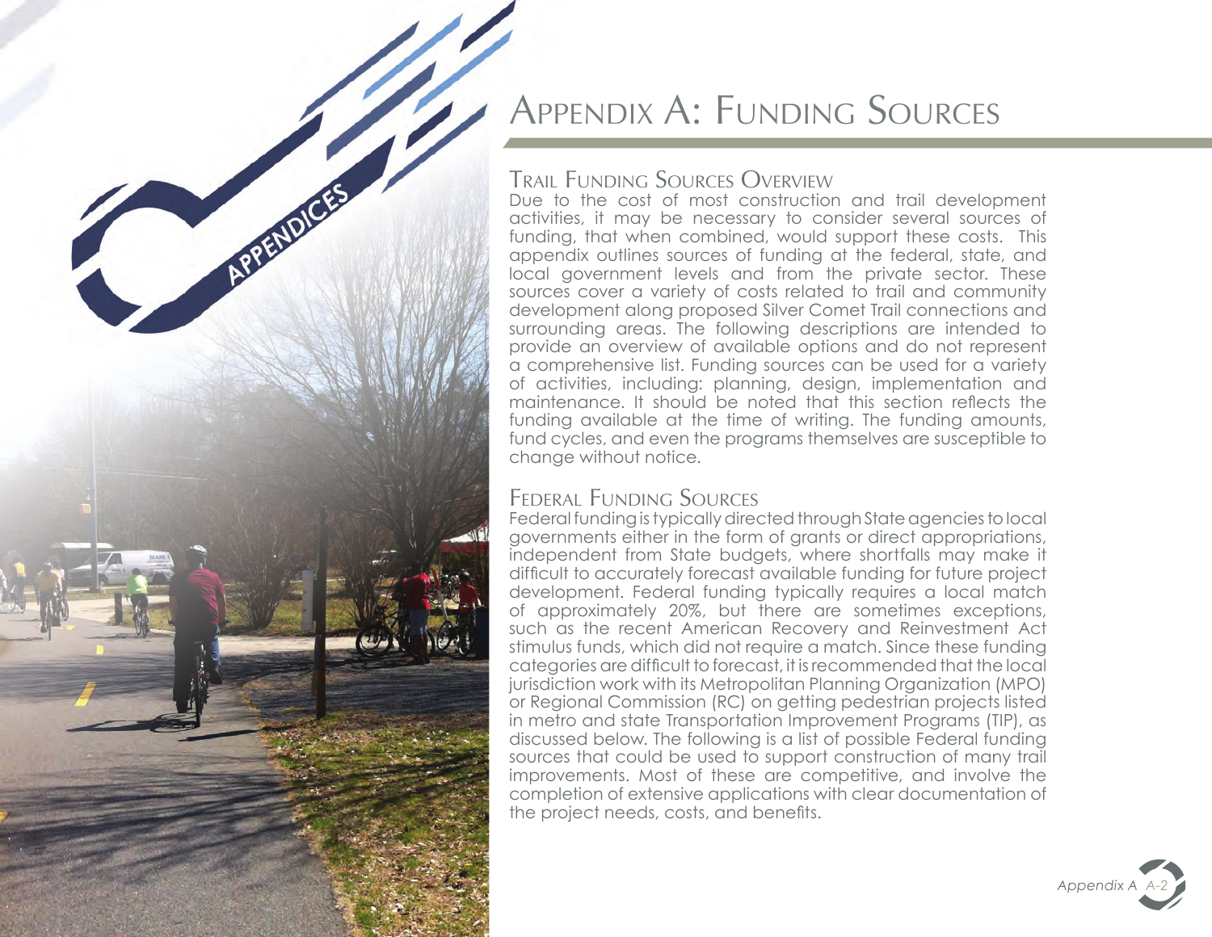# Appendix A: Funding Sources

## Trail Funding Sources Overview

Due to the cost of most construction and trail development activities, it may be necessary to consider several sources of funding, that when combined, would support these costs. This appendix outlines sources of funding at the federal, state, and local government levels and from the private sector. These sources cover a variety of costs related to trail and community development along proposed Silver Comet Trail connections and surrounding areas. The following descriptions are intended to provide an overview of available options and do not represent a comprehensive list. Funding sources can be used for a variety of activities, including: planning, design, implementation and maintenance. It should be noted that this section reflects the funding available at the time of writing. The funding amounts, fund cycles, and even the programs themselves are susceptible to change without notice.

## Federal Funding Sources

Federal funding is typically directed through State agencies to local governments either in the form of grants or direct appropriations, independent from State budgets, where shortfalls may make it difficult to accurately forecast available funding for future project development. Federal funding typically requires a local match of approximately 20%, but there are sometimes exceptions, such as the recent American Recovery and Reinvestment Act stimulus funds, which did not require a match. Since these funding categories are difficult to forecast, it is recommended that the local jurisdiction work with its Metropolitan Planning Organization (MPO) or Regional Commission (RC) on getting pedestrian projects listed in metro and state Transportation Improvement Programs (TIP), as discussed below. The following is a list of possible Federal funding sources that could be used to support construction of many trail improvements. Most of these are competitive, and involve the completion of extensive applications with clear documentation of the project needs, costs, and benefits.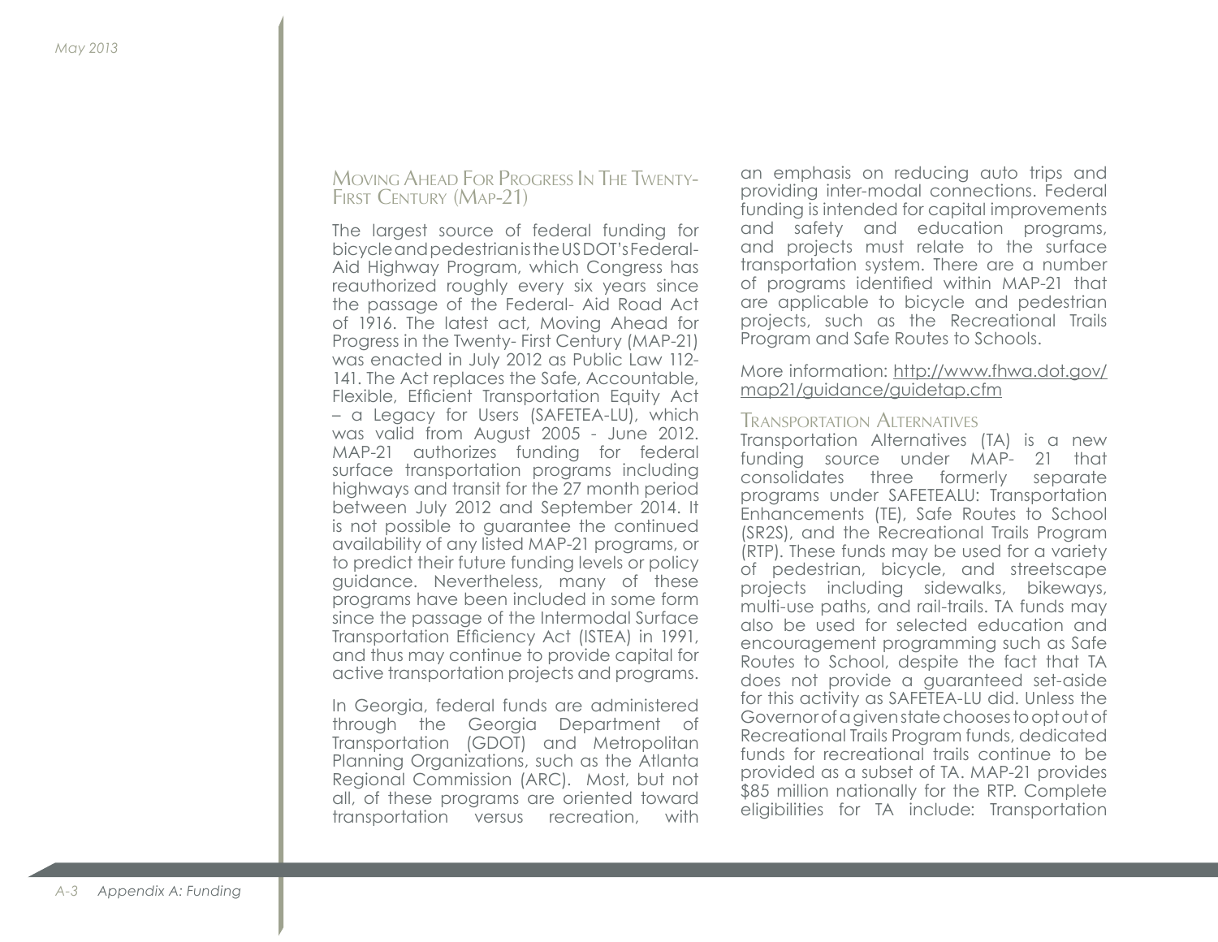### Moving Ahead For Progress In The Twenty-First Century (MAP-21)

The largest source of federal funding for bicycle and pedestrian is the US DOT's Federal-Aid Highway Program, which Congress has reauthorized roughly every six years since the passage of the Federal- Aid Road Act of 1916. The latest act, Moving Ahead for Progress in the Twenty- First Century (MAP-21) was enacted in July 2012 as Public Law 112-141. The Act replaces the Safe, Accountable, Flexible, Efficient Transportation Equity Act – a Legacy for Users (SAFETEA-LU), which was valid from August 2005 - June 2012. MAP-21 authorizes funding for federal surface transportation programs including highways and transit for the 27 month period between July 2012 and September 2014. It is not possible to guarantee the continued availability of any listed MAP-21 programs, or to predict their future funding levels or policy guidance. Nevertheless, many of these programs have been included in some form since the passage of the Intermodal Surface Transportation Efficiency Act (ISTEA) in 1991, and thus may continue to provide capital for active transportation projects and programs.

In Georgia, federal funds are administered through the Georgia Department of Transportation (GDOT) and Metropolitan Planning Organizations, such as the Atlanta Regional Commission (ARC). Most, but not all, of these programs are oriented toward transportation versus recreation, with an emphasis on reducing auto trips and providing inter-modal connections. Federal funding is intended for capital improvements and safety and education programs, and projects must relate to the surface transportation system. There are a number of programs identified within MAP-21 that are applicable to bicycle and pedestrian projects, such as the Recreational Trails Program and Safe Routes to Schools.

More information: http://www.fhwa.dot.gov/map21/guidance/guidetap.cfm

#### Transportation Alternatives

Transportation Alternatives (TA) is a new funding source under MAP- 21 that consolidates three formerly separate programs under SAFETEALU: Transportation Enhancements (TE), Safe Routes to School (SR2S), and the Recreational Trails Program (RTP). These funds may be used for a variety of pedestrian, bicycle, and streetscape projects including sidewalks, bikeways, multi-use paths, and rail-trails. TA funds may also be used for selected education and encouragement programming such as Safe Routes to School, despite the fact that TA does not provide a guaranteed set-aside for this activity as SAFETEA-LU did. Unless the Governor of a given state chooses to opt out of Recreational Trails Program funds, dedicated funds for recreational trails continue to be provided as a subset of TA. MAP-21 provides $85 million nationally for the RTP. Complete eligibilities for TA include: Transportation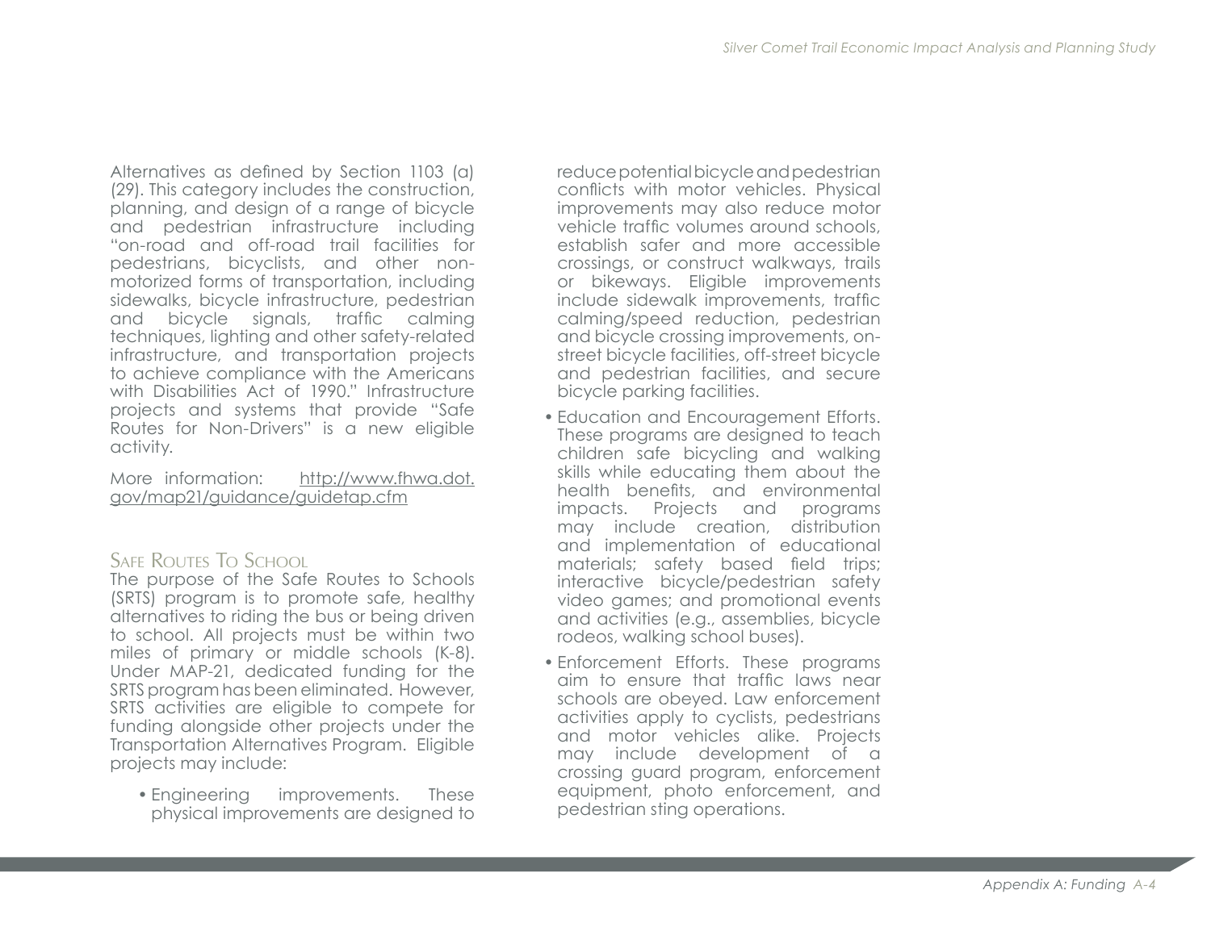Alternatives as defined by Section 1103 (a) (29). This category includes the construction, planning, and design of a range of bicycle and pedestrian infrastructure including "on-road and off-road trail facilities for pedestrians, bicyclists, and other non-motorized forms of transportation, including sidewalks, bicycle infrastructure, pedestrian and bicycle signals, traffic calming techniques, lighting and other safety-related infrastructure, and transportation projects to achieve compliance with the Americans with Disabilities Act of 1990." Infrastructure projects and systems that provide "Safe Routes for Non-Drivers" is a new eligible activity.

More information: http://www.fhwa.dot.gov/map21/guidance/guidetap.cfm

### Safe Routes To School

The purpose of the Safe Routes to Schools (SRTS) program is to promote safe, healthy alternatives to riding the bus or being driven to school. All projects must be within two miles of primary or middle schools (K-8). Under MAP-21, dedicated funding for the SRTS program has been eliminated. However, SRTS activities are eligible to compete for funding alongside other projects under the Transportation Alternatives Program. Eligible projects may include:

- Engineering improvements. These physical improvements are designed to reduce potential bicycle and pedestrian conflicts with motor vehicles. Physical improvements may also reduce motor vehicle traffic volumes around schools, establish safer and more accessible crossings, or construct walkways, trails or bikeways. Eligible improvements include sidewalk improvements, traffic calming/speed reduction, pedestrian and bicycle crossing improvements, on-street bicycle facilities, off-street bicycle and pedestrian facilities, and secure bicycle parking facilities.
- Education and Encouragement Efforts. These programs are designed to teach children safe bicycling and walking skills while educating them about the health benefits, and environmental impacts. Projects and programs may include creation, distribution and implementation of educational materials; safety based field trips; interactive bicycle/pedestrian safety video games; and promotional events and activities (e.g., assemblies, bicycle rodeos, walking school buses).
- Enforcement Efforts. These programs aim to ensure that traffic laws near schools are obeyed. Law enforcement activities apply to cyclists, pedestrians and motor vehicles alike. Projects may include development of a crossing guard program, enforcement equipment, photo enforcement, and pedestrian sting operations.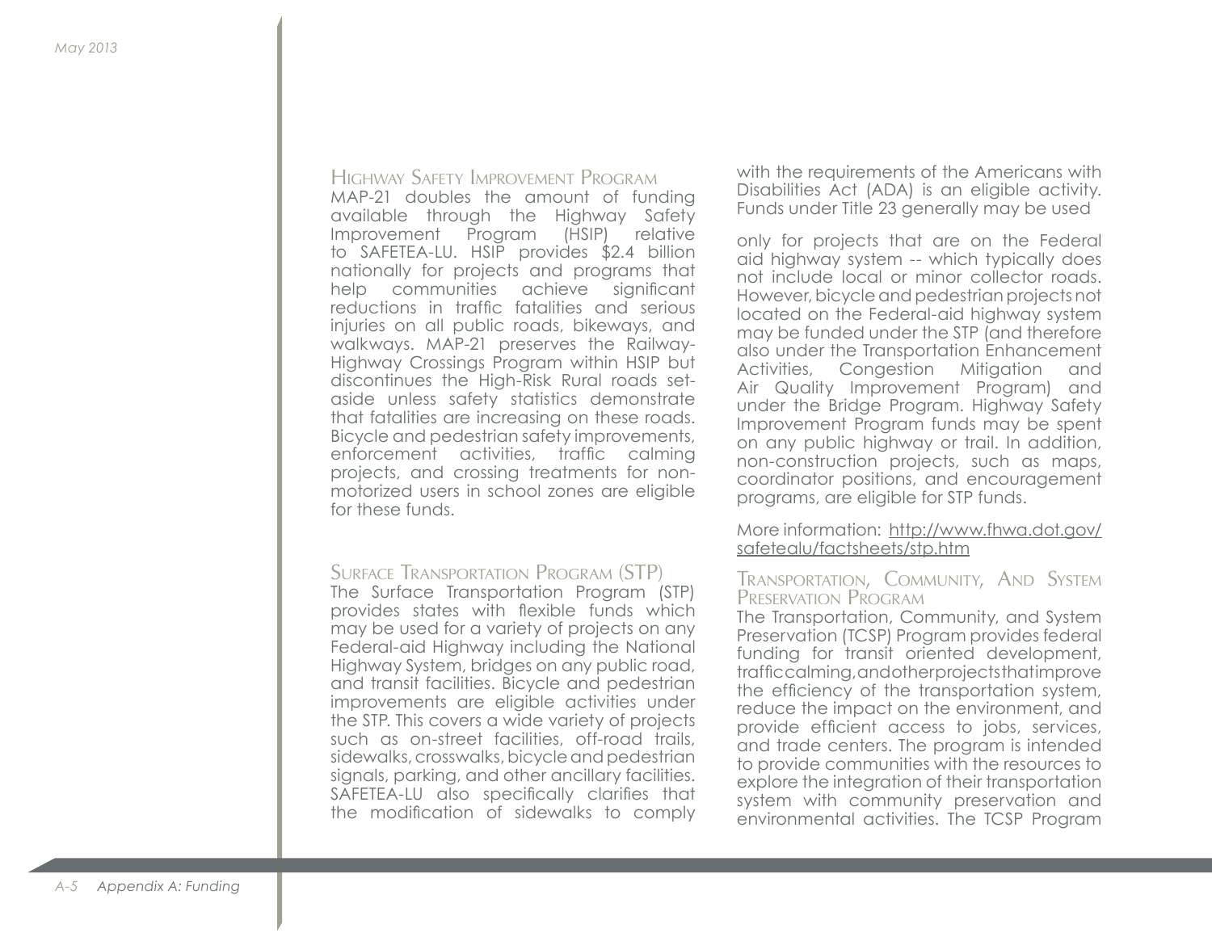### Highway Safety Improvement Program

MAP-21 doubles the amount of funding available through the Highway Safety Improvement Program (HSIP) relative to SAFETEA-LU. HSIP provides $2.4 billion nationally for projects and programs that help communities achieve significant reductions in traffic fatalities and serious injuries on all public roads, bikeways, and walkways. MAP-21 preserves the Railway-Highway Crossings Program within HSIP but discontinues the High-Risk Rural roads set-aside unless safety statistics demonstrate that fatalities are increasing on these roads. Bicycle and pedestrian safety improvements, enforcement activities, traffic calming projects, and crossing treatments for non-motorized users in school zones are eligible for these funds.

### Surface Transportation Program (STP)

The Surface Transportation Program (STP) provides states with flexible funds which may be used for a variety of projects on any Federal-aid Highway including the National Highway System, bridges on any public road, and transit facilities. Bicycle and pedestrian improvements are eligible activities under the STP. This covers a wide variety of projects such as on-street facilities, off-road trails, sidewalks, crosswalks, bicycle and pedestrian signals, parking, and other ancillary facilities. SAFETEA-LU also specifically clarifies that the modification of sidewalks to comply with the requirements of the Americans with Disabilities Act (ADA) is an eligible activity. Funds under Title 23 generally may be used only for projects that are on the Federal aid highway system -- which typically does not include local or minor collector roads. However, bicycle and pedestrian projects not located on the Federal-aid highway system may be funded under the STP (and therefore also under the Transportation Enhancement Activities, Congestion Mitigation and Air Quality Improvement Program) and under the Bridge Program. Highway Safety Improvement Program funds may be spent on any public highway or trail. In addition, non-construction projects, such as maps, coordinator positions, and encouragement programs, are eligible for STP funds.

More information: http://www.fhwa.dot.gov/safetealu/factsheets/stp.htm

### Transportation, Community, And System Preservation Program

The Transportation, Community, and System Preservation (TCSP) Program provides federal funding for transit oriented development, traffic calming, and other projects that improve the efficiency of the transportation system, reduce the impact on the environment, and provide efficient access to jobs, services, and trade centers. The program is intended to provide communities with the resources to explore the integration of their transportation system with community preservation and environmental activities. The TCSP Program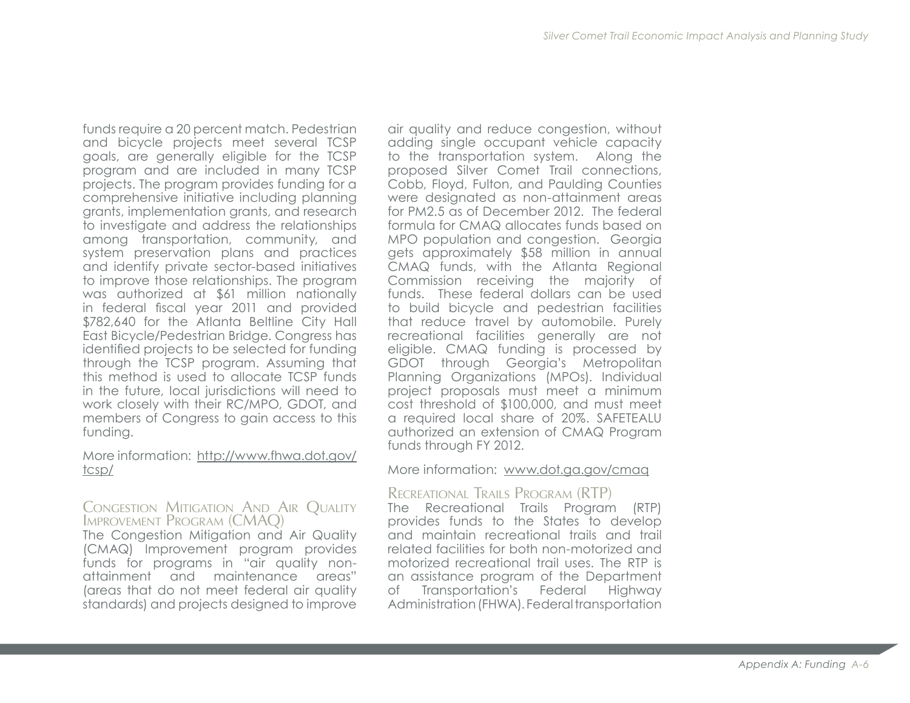funds require a 20 percent match. Pedestrian and bicycle projects meet several TCSP goals, are generally eligible for the TCSP program and are included in many TCSP projects. The program provides funding for a comprehensive initiative including planning grants, implementation grants, and research to investigate and address the relationships among transportation, community, and system preservation plans and practices and identify private sector-based initiatives to improve those relationships. The program was authorized at $61 million nationally in federal fiscal year 2011 and provided $782,640 for the Atlanta Beltline City Hall East Bicycle/Pedestrian Bridge. Congress has identified projects to be selected for funding through the TCSP program. Assuming that this method is used to allocate TCSP funds in the future, local jurisdictions will need to work closely with their RC/MPO, GDOT, and members of Congress to gain access to this funding.

More information: http://www.fhwa.dot.gov/tcsp/

### Congestion Mitigation And Air Quality Improvement Program (CMAQ)

The Congestion Mitigation and Air Quality (CMAQ) Improvement program provides funds for programs in "air quality non-attainment and maintenance areas" (areas that do not meet federal air quality standards) and projects designed to improve air quality and reduce congestion, without adding single occupant vehicle capacity to the transportation system. Along the proposed Silver Comet Trail connections, Cobb, Floyd, Fulton, and Paulding Counties were designated as non-attainment areas for PM2.5 as of December 2012. The federal formula for CMAQ allocates funds based on MPO population and congestion. Georgia gets approximately $58 million in annual CMAQ funds, with the Atlanta Regional Commission receiving the majority of funds. These federal dollars can be used to build bicycle and pedestrian facilities that reduce travel by automobile. Purely recreational facilities generally are not eligible. CMAQ funding is processed by GDOT through Georgia's Metropolitan Planning Organizations (MPOs). Individual project proposals must meet a minimum cost threshold of $100,000, and must meet a required local share of 20%. SAFETEALU authorized an extension of CMAQ Program funds through FY 2012.

More information: www.dot.ga.gov/cmaq

### Recreational Trails Program (RTP)

The Recreational Trails Program (RTP) provides funds to the States to develop and maintain recreational trails and trail related facilities for both non-motorized and motorized recreational trail uses. The RTP is an assistance program of the Department of Transportation's Federal Highway Administration (FHWA). Federal transportation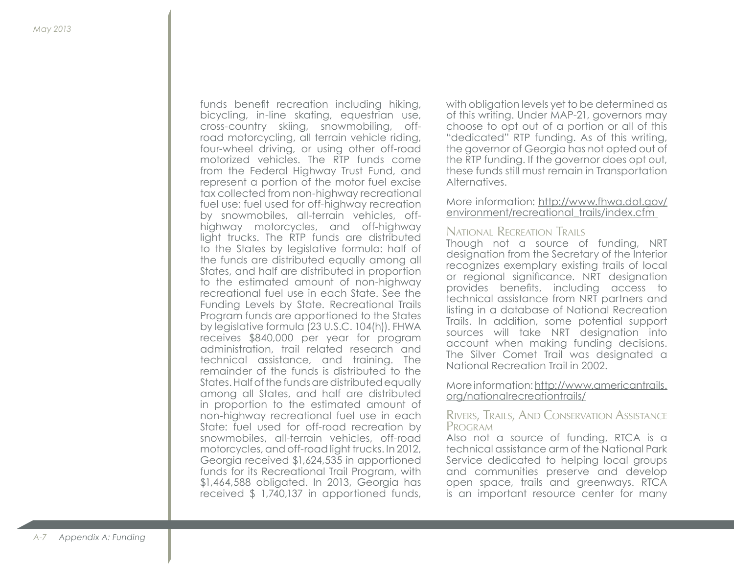funds benefit recreation including hiking, bicycling, in-line skating, equestrian use, cross-country skiing, snowmobiling, off-road motorcycling, all terrain vehicle riding, four-wheel driving, or using other off-road motorized vehicles. The RTP funds come from the Federal Highway Trust Fund, and represent a portion of the motor fuel excise tax collected from non-highway recreational fuel use: fuel used for off-highway recreation by snowmobiles, all-terrain vehicles, off-highway motorcycles, and off-highway light trucks. The RTP funds are distributed to the States by legislative formula: half of the funds are distributed equally among all States, and half are distributed in proportion to the estimated amount of non-highway recreational fuel use in each State. See the Funding Levels by State. Recreational Trails Program funds are apportioned to the States by legislative formula (23 U.S.C. 104(h)). FHWA receives $840,000 per year for program administration, trail related research and technical assistance, and training. The remainder of the funds is distributed to the States. Half of the funds are distributed equally among all States, and half are distributed in proportion to the estimated amount of non-highway recreational fuel use in each State: fuel used for off-road recreation by snowmobiles, all-terrain vehicles, off-road motorcycles, and off-road light trucks. In 2012, Georgia received $1,624,535 in apportioned funds for its Recreational Trail Program, with $1,464,588 obligated. In 2013, Georgia has received $ 1,740,137 in apportioned funds, with obligation levels yet to be determined as of this writing. Under MAP-21, governors may choose to opt out of a portion or all of this "dedicated" RTP funding. As of this writing, the governor of Georgia has not opted out of the RTP funding. If the governor does opt out, these funds still must remain in Transportation Alternatives.

More information: http://www.fhwa.dot.gov/environment/recreational_trails/index.cfm

### National Recreation Trails

Though not a source of funding, NRT designation from the Secretary of the Interior recognizes exemplary existing trails of local or regional significance. NRT designation provides benefits, including access to technical assistance from NRT partners and listing in a database of National Recreation Trails. In addition, some potential support sources will take NRT designation into account when making funding decisions. The Silver Comet Trail was designated a National Recreation Trail in 2002.

More information: http://www.americantrails.org/nationalrecreationtrails/

### Rivers, Trails, And Conservation Assistance Program

Also not a source of funding, RTCA is a technical assistance arm of the National Park Service dedicated to helping local groups and communities preserve and develop open space, trails and greenways. RTCA is an important resource center for many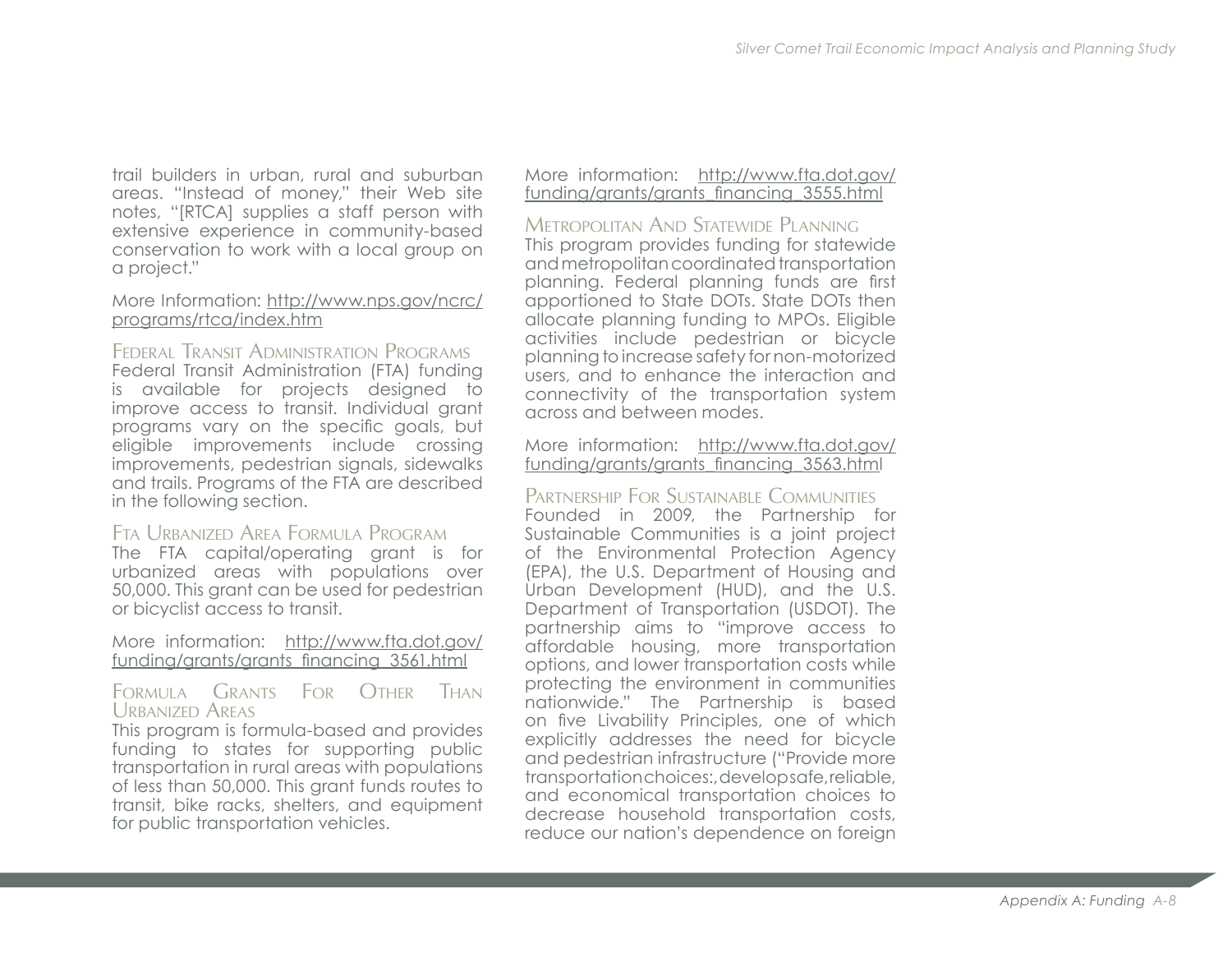trail builders in urban, rural and suburban areas. "Instead of money," their Web site notes, "[RTCA] supplies a staff person with extensive experience in community-based conservation to work with a local group on a project."

More Information: http://www.nps.gov/ncrc/programs/rtca/index.htm

### Federal Transit Administration Programs

Federal Transit Administration (FTA) funding is available for projects designed to improve access to transit. Individual grant programs vary on the specific goals, but eligible improvements include crossing improvements, pedestrian signals, sidewalks and trails. Programs of the FTA are described in the following section.

### Fta Urbanized Area Formula Program

The FTA capital/operating grant is for urbanized areas with populations over 50,000. This grant can be used for pedestrian or bicyclist access to transit.

More information: http://www.fta.dot.gov/funding/grants/grants_financing_3561.html

### Formula Grants For Other Than Urbanized Areas

This program is formula-based and provides funding to states for supporting public transportation in rural areas with populations of less than 50,000. This grant funds routes to transit, bike racks, shelters, and equipment for public transportation vehicles.

More information: http://www.fta.dot.gov/funding/grants/grants_financing_3555.html

### Metropolitan And Statewide Planning

This program provides funding for statewide and metropolitan coordinated transportation planning. Federal planning funds are first apportioned to State DOTs. State DOTs then allocate planning funding to MPOs. Eligible activities include pedestrian or bicycle planning to increase safety for non-motorized users, and to enhance the interaction and connectivity of the transportation system across and between modes.

More information: http://www.fta.dot.gov/funding/grants/grants_financing_3563.html

### Partnership For Sustainable Communities

Founded in 2009, the Partnership for Sustainable Communities is a joint project of the Environmental Protection Agency (EPA), the U.S. Department of Housing and Urban Development (HUD), and the U.S. Department of Transportation (USDOT). The partnership aims to "improve access to affordable housing, more transportation options, and lower transportation costs while protecting the environment in communities nationwide." The Partnership is based on five Livability Principles, one of which explicitly addresses the need for bicycle and pedestrian infrastructure ("Provide more transportation choices:, develop safe, reliable, and economical transportation choices to decrease household transportation costs, reduce our nation's dependence on foreign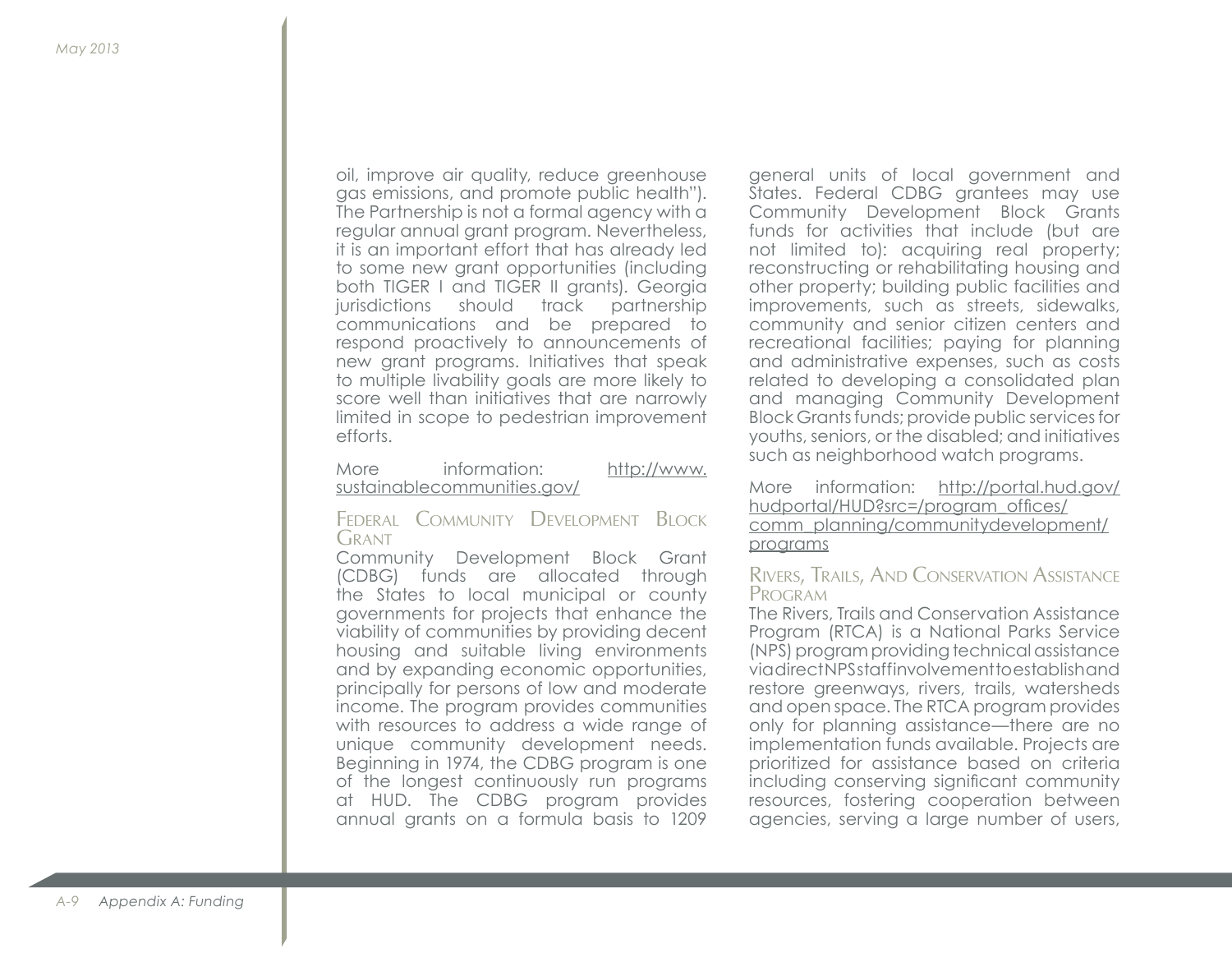oil, improve air quality, reduce greenhouse gas emissions, and promote public health"). The Partnership is not a formal agency with a regular annual grant program. Nevertheless, it is an important effort that has already led to some new grant opportunities (including both TIGER I and TIGER II grants). Georgia jurisdictions should track partnership communications and be prepared to respond proactively to announcements of new grant programs. Initiatives that speak to multiple livability goals are more likely to score well than initiatives that are narrowly limited in scope to pedestrian improvement efforts.

More information: http://www.sustainablecommunities.gov/

### Federal Community Development Block Grant

Community Development Block Grant (CDBG) funds are allocated through the States to local municipal or county governments for projects that enhance the viability of communities by providing decent housing and suitable living environments and by expanding economic opportunities, principally for persons of low and moderate income. The program provides communities with resources to address a wide range of unique community development needs. Beginning in 1974, the CDBG program is one of the longest continuously run programs at HUD. The CDBG program provides annual grants on a formula basis to 1209 general units of local government and States. Federal CDBG grantees may use Community Development Block Grants funds for activities that include (but are not limited to): acquiring real property; reconstructing or rehabilitating housing and other property; building public facilities and improvements, such as streets, sidewalks, community and senior citizen centers and recreational facilities; paying for planning and administrative expenses, such as costs related to developing a consolidated plan and managing Community Development Block Grants funds; provide public services for youths, seniors, or the disabled; and initiatives such as neighborhood watch programs.

More information: http://portal.hud.gov/hudportal/HUD?src=/program_offices/comm_planning/communitydevelopment/programs

### Rivers, Trails, And Conservation Assistance Program

The Rivers, Trails and Conservation Assistance Program (RTCA) is a National Parks Service (NPS) program providing technical assistance via direct NPS staff involvement to establish and restore greenways, rivers, trails, watersheds and open space. The RTCA program provides only for planning assistance—there are no implementation funds available. Projects are prioritized for assistance based on criteria including conserving significant community resources, fostering cooperation between agencies, serving a large number of users,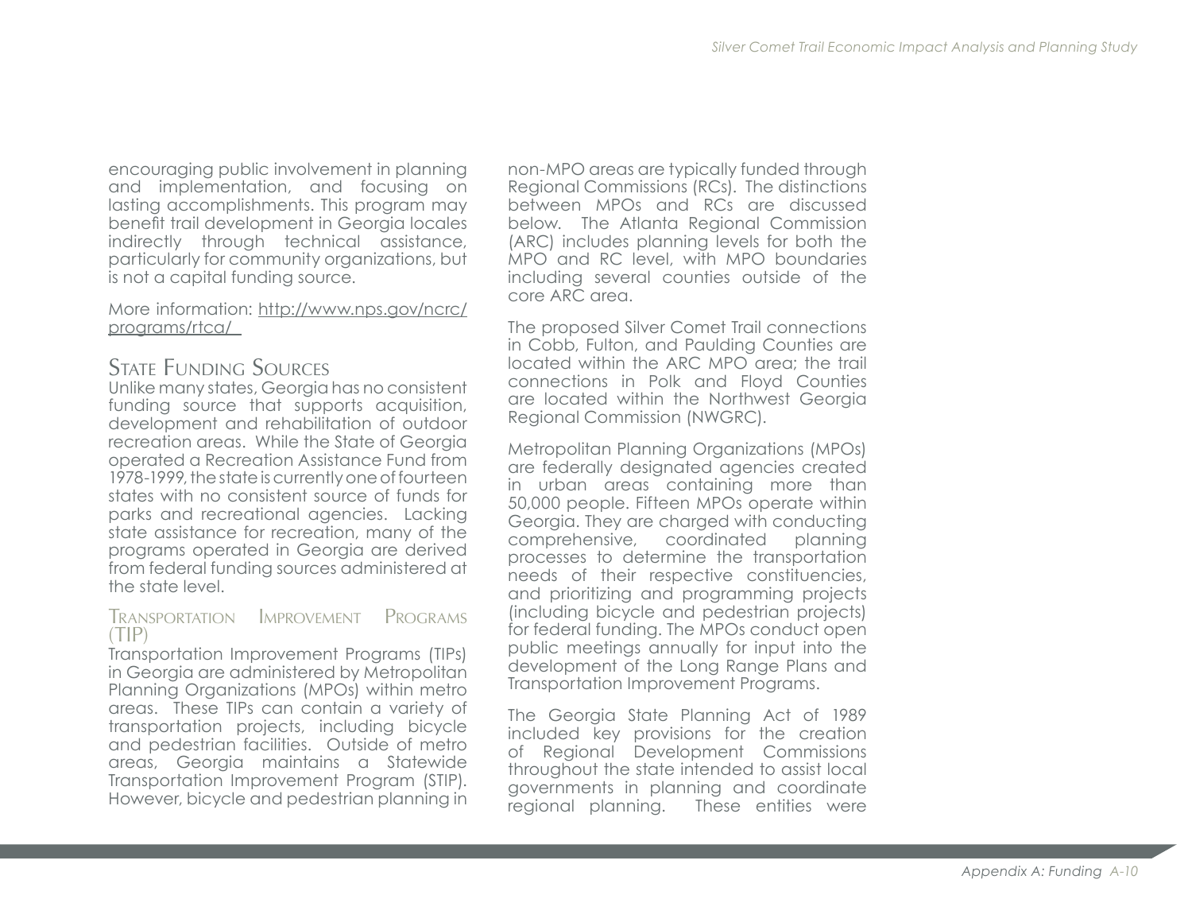encouraging public involvement in planning and implementation, and focusing on lasting accomplishments. This program may benefit trail development in Georgia locales indirectly through technical assistance, particularly for community organizations, but is not a capital funding source.

More information: http://www.nps.gov/ncrc/programs/rtca/

## State Funding Sources

Unlike many states, Georgia has no consistent funding source that supports acquisition, development and rehabilitation of outdoor recreation areas. While the State of Georgia operated a Recreation Assistance Fund from 1978-1999, the state is currently one of fourteen states with no consistent source of funds for parks and recreational agencies. Lacking state assistance for recreation, many of the programs operated in Georgia are derived from federal funding sources administered at the state level.

### Transportation Improvement Programs (TIP)

Transportation Improvement Programs (TIPs) in Georgia are administered by Metropolitan Planning Organizations (MPOs) within metro areas. These TIPs can contain a variety of transportation projects, including bicycle and pedestrian facilities. Outside of metro areas, Georgia maintains a Statewide Transportation Improvement Program (STIP). However, bicycle and pedestrian planning in non-MPO areas are typically funded through Regional Commissions (RCs). The distinctions between MPOs and RCs are discussed below. The Atlanta Regional Commission (ARC) includes planning levels for both the MPO and RC level, with MPO boundaries including several counties outside of the core ARC area.

The proposed Silver Comet Trail connections in Cobb, Fulton, and Paulding Counties are located within the ARC MPO area; the trail connections in Polk and Floyd Counties are located within the Northwest Georgia Regional Commission (NWGRC).

Metropolitan Planning Organizations (MPOs) are federally designated agencies created in urban areas containing more than 50,000 people. Fifteen MPOs operate within Georgia. They are charged with conducting comprehensive, coordinated planning processes to determine the transportation needs of their respective constituencies, and prioritizing and programming projects (including bicycle and pedestrian projects) for federal funding. The MPOs conduct open public meetings annually for input into the development of the Long Range Plans and Transportation Improvement Programs.

The Georgia State Planning Act of 1989 included key provisions for the creation of Regional Development Commissions throughout the state intended to assist local governments in planning and coordinate regional planning. These entities were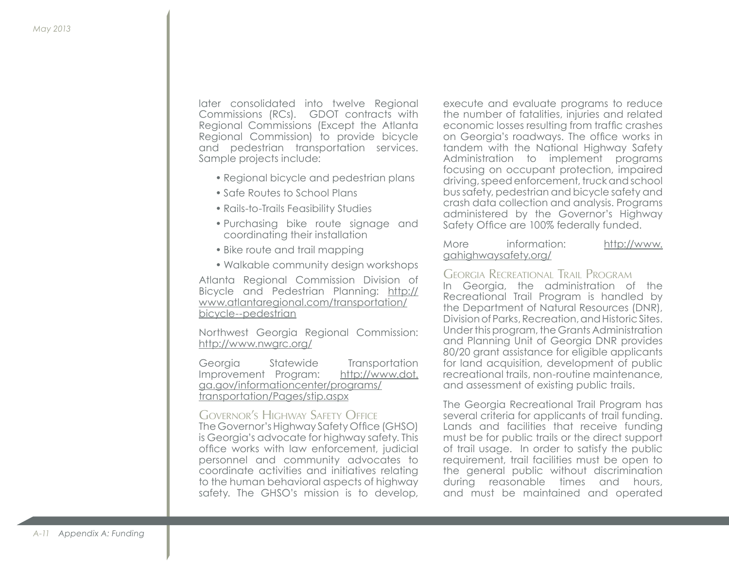later consolidated into twelve Regional Commissions (RCs). GDOT contracts with Regional Commissions (Except the Atlanta Regional Commission) to provide bicycle and pedestrian transportation services. Sample projects include:

- Regional bicycle and pedestrian plans
- Safe Routes to School Plans
- Rails-to-Trails Feasibility Studies
- Purchasing bike route signage and coordinating their installation
- Bike route and trail mapping
- Walkable community design workshops

Atlanta Regional Commission Division of Bicycle and Pedestrian Planning: http://www.atlantaregional.com/transportation/bicycle--pedestrian

Northwest Georgia Regional Commission: http://www.nwgrc.org/

Georgia Statewide Transportation Improvement Program: http://www.dot.ga.gov/informationcenter/programs/transportation/Pages/stip.aspx

### Governor's Highway Safety Office

The Governor's Highway Safety Office (GHSO) is Georgia's advocate for highway safety. This office works with law enforcement, judicial personnel and community advocates to coordinate activities and initiatives relating to the human behavioral aspects of highway safety. The GHSO's mission is to develop, execute and evaluate programs to reduce the number of fatalities, injuries and related economic losses resulting from traffic crashes on Georgia's roadways. The office works in tandem with the National Highway Safety Administration to implement programs focusing on occupant protection, impaired driving, speed enforcement, truck and school bus safety, pedestrian and bicycle safety and crash data collection and analysis. Programs administered by the Governor's Highway Safety Office are 100% federally funded.

More information: http://www.gahighwaysafety.org/

### Georgia Recreational Trail Program

In Georgia, the administration of the Recreational Trail Program is handled by the Department of Natural Resources (DNR), Division of Parks, Recreation, and Historic Sites. Under this program, the Grants Administration and Planning Unit of Georgia DNR provides 80/20 grant assistance for eligible applicants for land acquisition, development of public recreational trails, non-routine maintenance, and assessment of existing public trails.

The Georgia Recreational Trail Program has several criteria for applicants of trail funding. Lands and facilities that receive funding must be for public trails or the direct support of trail usage. In order to satisfy the public requirement, trail facilities must be open to the general public without discrimination during reasonable times and hours, and must be maintained and operated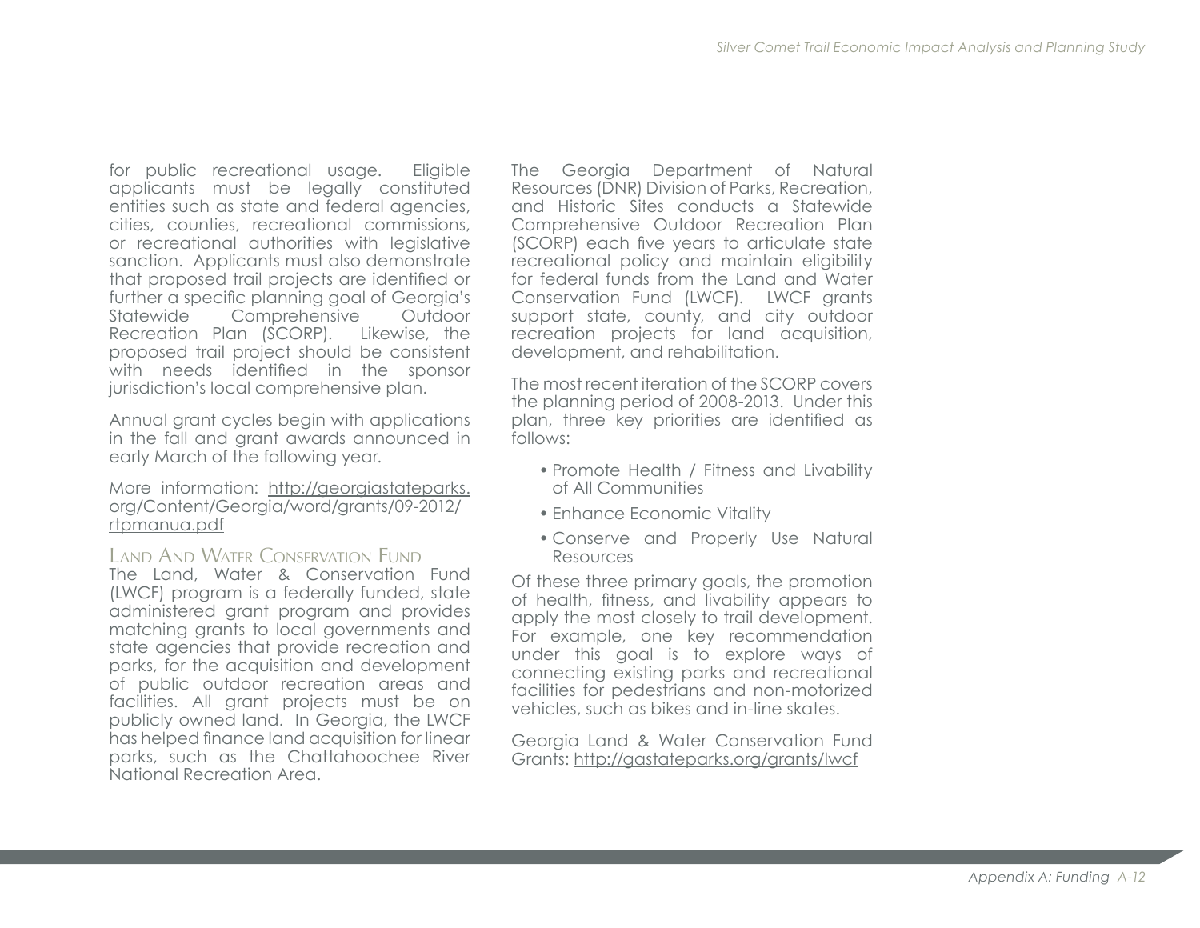for public recreational usage. Eligible applicants must be legally constituted entities such as state and federal agencies, cities, counties, recreational commissions, or recreational authorities with legislative sanction. Applicants must also demonstrate that proposed trail projects are identified or further a specific planning goal of Georgia's Statewide Comprehensive Outdoor Recreation Plan (SCORP). Likewise, the proposed trail project should be consistent with needs identified in the sponsor jurisdiction's local comprehensive plan.

Annual grant cycles begin with applications in the fall and grant awards announced in early March of the following year.

More information: http://georgiastateparks.org/Content/Georgia/word/grants/09-2012/rtpmanua.pdf

### Land And Water Conservation Fund

The Land, Water & Conservation Fund (LWCF) program is a federally funded, state administered grant program and provides matching grants to local governments and state agencies that provide recreation and parks, for the acquisition and development of public outdoor recreation areas and facilities. All grant projects must be on publicly owned land. In Georgia, the LWCF has helped finance land acquisition for linear parks, such as the Chattahoochee River National Recreation Area.

The Georgia Department of Natural Resources (DNR) Division of Parks, Recreation, and Historic Sites conducts a Statewide Comprehensive Outdoor Recreation Plan (SCORP) each five years to articulate state recreational policy and maintain eligibility for federal funds from the Land and Water Conservation Fund (LWCF). LWCF grants support state, county, and city outdoor recreation projects for land acquisition, development, and rehabilitation.

The most recent iteration of the SCORP covers the planning period of 2008-2013. Under this plan, three key priorities are identified as follows:

- Promote Health / Fitness and Livability of All Communities
- Enhance Economic Vitality
- Conserve and Properly Use Natural Resources

Of these three primary goals, the promotion of health, fitness, and livability appears to apply the most closely to trail development. For example, one key recommendation under this goal is to explore ways of connecting existing parks and recreational facilities for pedestrians and non-motorized vehicles, such as bikes and in-line skates.

Georgia Land & Water Conservation Fund Grants: http://gastateparks.org/grants/lwcf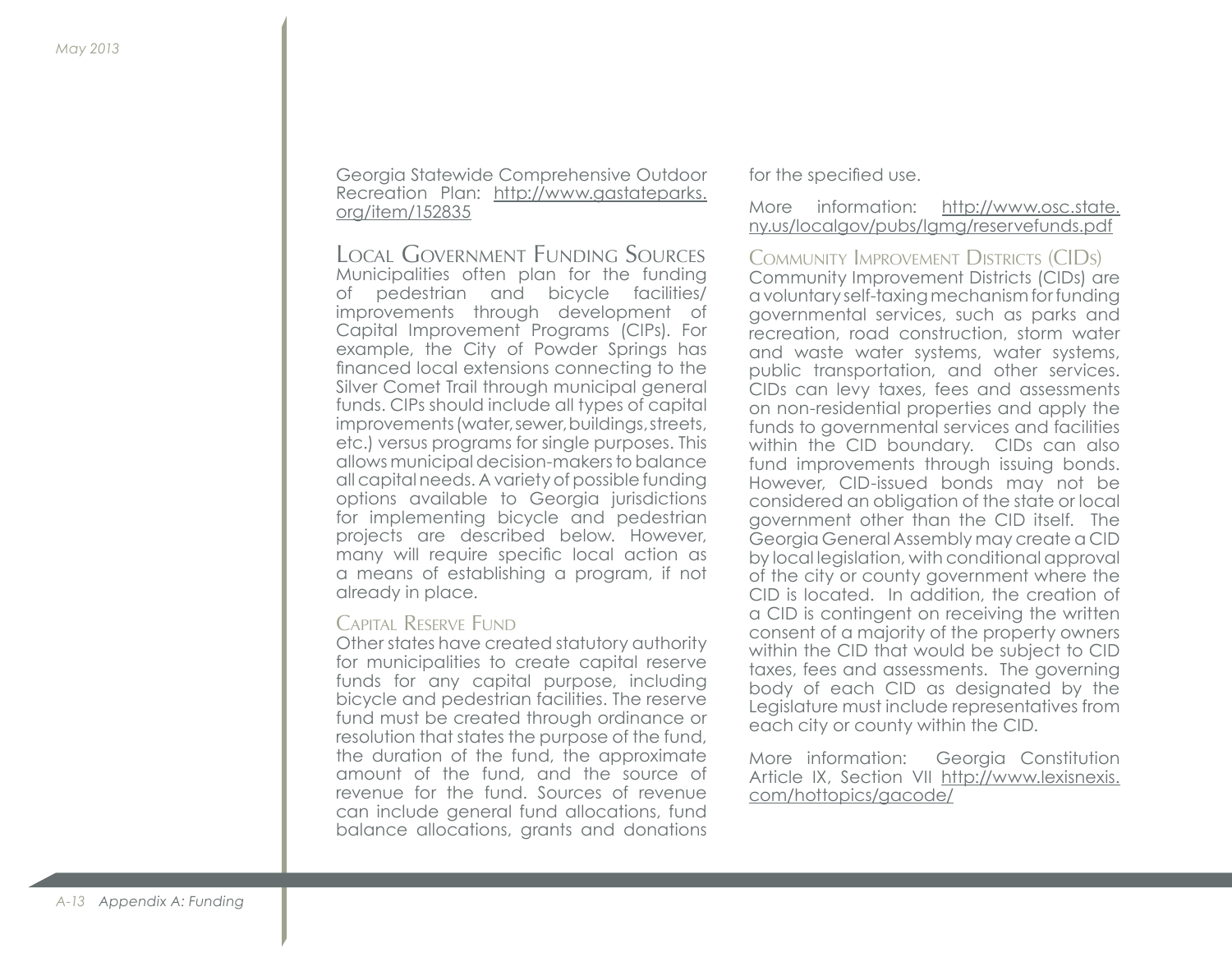Georgia Statewide Comprehensive Outdoor Recreation Plan: http://www.gastateparks.org/item/152835

## Local Government Funding Sources

Municipalities often plan for the funding of pedestrian and bicycle facilities/ improvements through development of Capital Improvement Programs (CIPs). For example, the City of Powder Springs has financed local extensions connecting to the Silver Comet Trail through municipal general funds. CIPs should include all types of capital improvements (water, sewer, buildings, streets, etc.) versus programs for single purposes. This allows municipal decision-makers to balance all capital needs. A variety of possible funding options available to Georgia jurisdictions for implementing bicycle and pedestrian projects are described below. However, many will require specific local action as a means of establishing a program, if not already in place.

### Capital Reserve Fund

Other states have created statutory authority for municipalities to create capital reserve funds for any capital purpose, including bicycle and pedestrian facilities. The reserve fund must be created through ordinance or resolution that states the purpose of the fund, the duration of the fund, the approximate amount of the fund, and the source of revenue for the fund. Sources of revenue can include general fund allocations, fund balance allocations, grants and donations for the specified use.

More information: http://www.osc.state.ny.us/localgov/pubs/lgmg/reservefunds.pdf

### Community Improvement Districts (CIDs)

Community Improvement Districts (CIDs) are a voluntary self-taxing mechanism for funding governmental services, such as parks and recreation, road construction, storm water and waste water systems, water systems, public transportation, and other services. CIDs can levy taxes, fees and assessments on non-residential properties and apply the funds to governmental services and facilities within the CID boundary. CIDs can also fund improvements through issuing bonds. However, CID-issued bonds may not be considered an obligation of the state or local government other than the CID itself. The Georgia General Assembly may create a CID by local legislation, with conditional approval of the city or county government where the CID is located. In addition, the creation of a CID is contingent on receiving the written consent of a majority of the property owners within the CID that would be subject to CID taxes, fees and assessments. The governing body of each CID as designated by the Legislature must include representatives from each city or county within the CID.

More information: Georgia Constitution Article IX, Section VII http://www.lexisnexis.com/hottopics/gacode/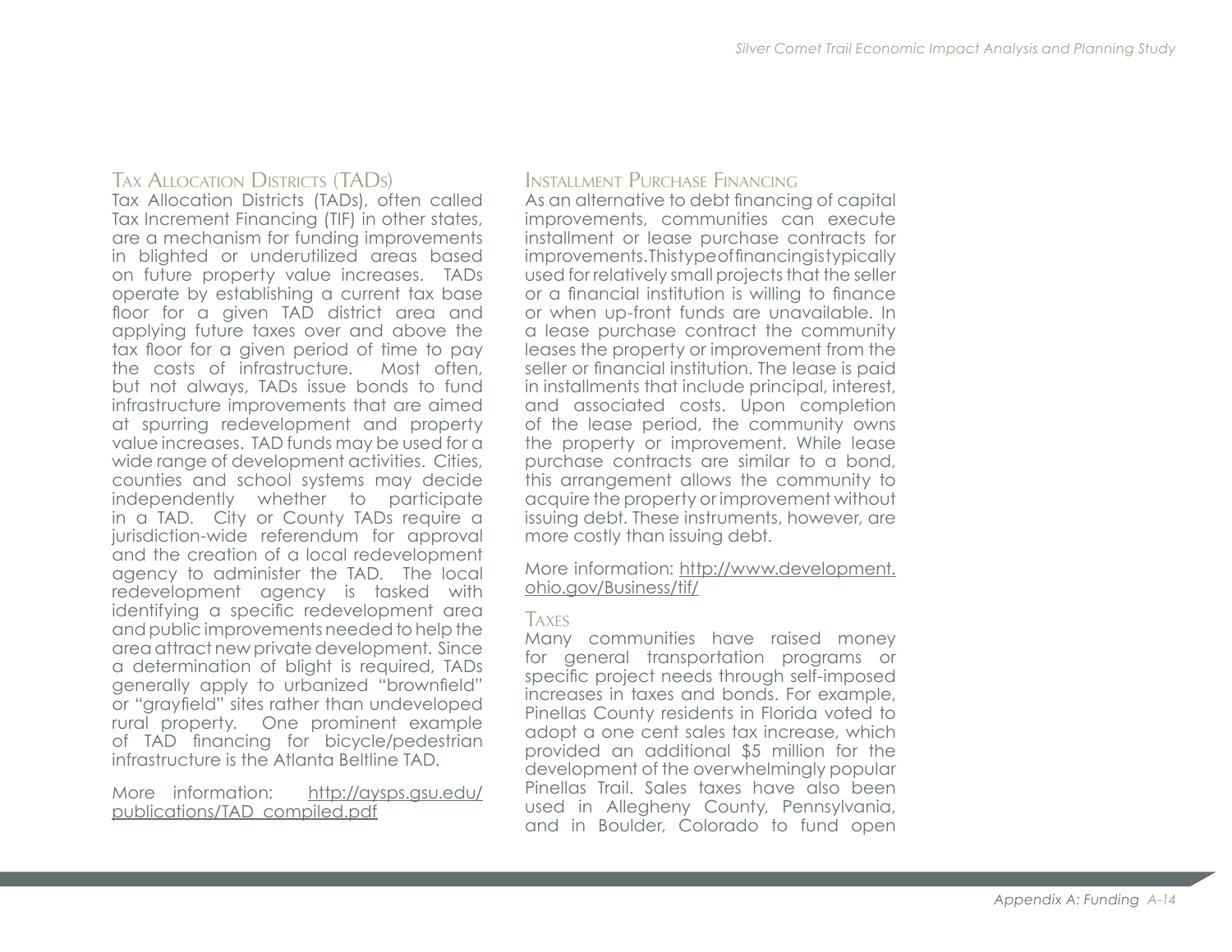## Tax Allocation Districts (TADs)

Tax Allocation Districts (TADs), often called Tax Increment Financing (TIF) in other states, are a mechanism for funding improvements in blighted or underutilized areas based on future property value increases. TADs operate by establishing a current tax base floor for a given TAD district area and applying future taxes over and above the tax floor for a given period of time to pay the costs of infrastructure. Most often, but not always, TADs issue bonds to fund infrastructure improvements that are aimed at spurring redevelopment and property value increases. TAD funds may be used for a wide range of development activities. Cities, counties and school systems may decide independently whether to participate in a TAD. City or County TADs require a jurisdiction-wide referendum for approval and the creation of a local redevelopment agency to administer the TAD. The local redevelopment agency is tasked with identifying a specific redevelopment area and public improvements needed to help the area attract new private development. Since a determination of blight is required, TADs generally apply to urbanized "brownfield" or "grayfield" sites rather than undeveloped rural property. One prominent example of TAD financing for bicycle/pedestrian infrastructure is the Atlanta Beltline TAD.

More information: http://aysps.gsu.edu/publications/TAD_compiled.pdf

## Installment Purchase Financing

As an alternative to debt financing of capital improvements, communities can execute installment or lease purchase contracts for improvements. This type of financing is typically used for relatively small projects that the seller or a financial institution is willing to finance or when up-front funds are unavailable. In a lease purchase contract the community leases the property or improvement from the seller or financial institution. The lease is paid in installments that include principal, interest, and associated costs. Upon completion of the lease period, the community owns the property or improvement. While lease purchase contracts are similar to a bond, this arrangement allows the community to acquire the property or improvement without issuing debt. These instruments, however, are more costly than issuing debt.

More information: http://www.development.ohio.gov/Business/tif/

## Taxes

Many communities have raised money for general transportation programs or specific project needs through self-imposed increases in taxes and bonds. For example, Pinellas County residents in Florida voted to adopt a one cent sales tax increase, which provided an additional $5 million for the development of the overwhelmingly popular Pinellas Trail. Sales taxes have also been used in Allegheny County, Pennsylvania, and in Boulder, Colorado to fund open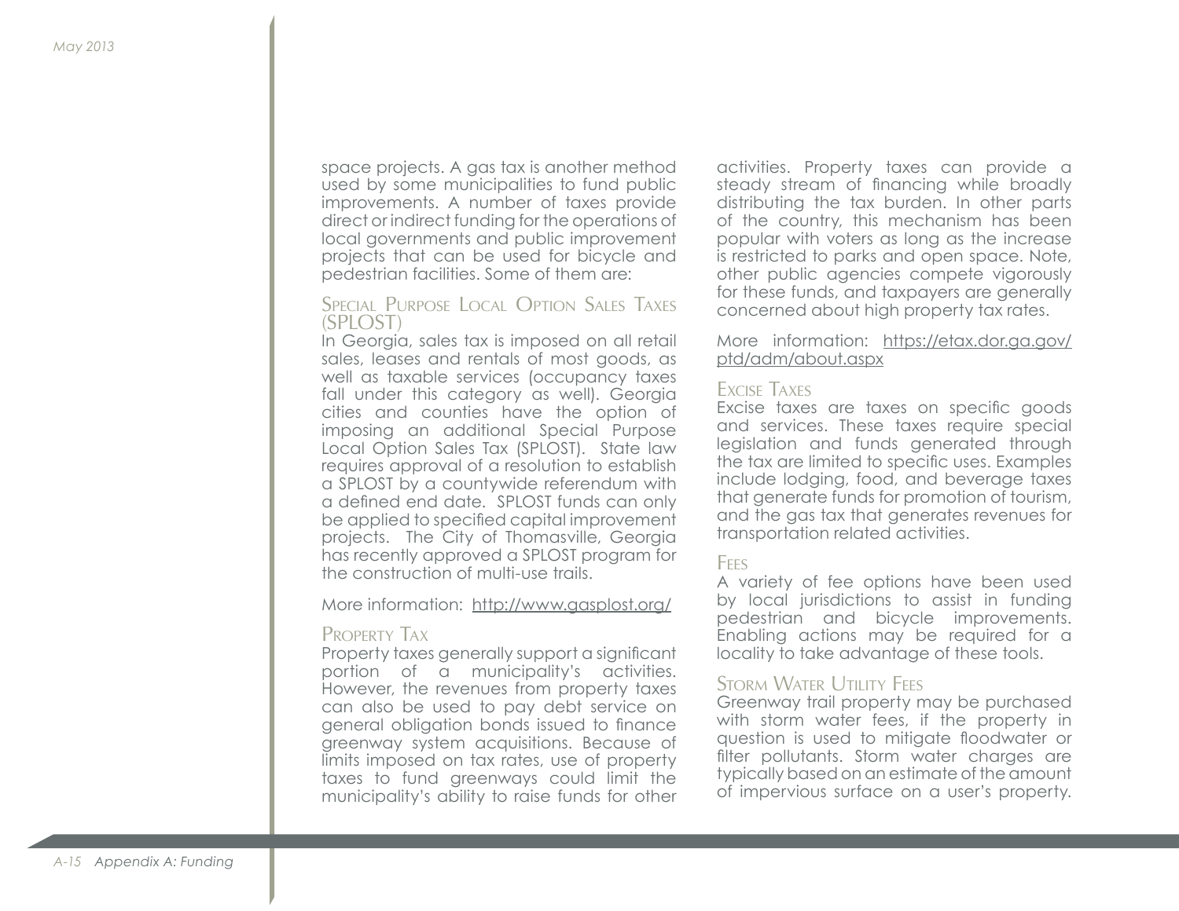space projects. A gas tax is another method used by some municipalities to fund public improvements. A number of taxes provide direct or indirect funding for the operations of local governments and public improvement projects that can be used for bicycle and pedestrian facilities. Some of them are:

### Special Purpose Local Option Sales Taxes (SPLOST)

In Georgia, sales tax is imposed on all retail sales, leases and rentals of most goods, as well as taxable services (occupancy taxes fall under this category as well). Georgia cities and counties have the option of imposing an additional Special Purpose Local Option Sales Tax (SPLOST). State law requires approval of a resolution to establish a SPLOST by a countywide referendum with a defined end date. SPLOST funds can only be applied to specified capital improvement projects. The City of Thomasville, Georgia has recently approved a SPLOST program for the construction of multi-use trails.

More information: http://www.gasplost.org/

### Property Tax

Property taxes generally support a significant portion of a municipality's activities. However, the revenues from property taxes can also be used to pay debt service on general obligation bonds issued to finance greenway system acquisitions. Because of limits imposed on tax rates, use of property taxes to fund greenways could limit the municipality's ability to raise funds for other activities. Property taxes can provide a steady stream of financing while broadly distributing the tax burden. In other parts of the country, this mechanism has been popular with voters as long as the increase is restricted to parks and open space. Note, other public agencies compete vigorously for these funds, and taxpayers are generally concerned about high property tax rates.

More information: https://etax.dor.ga.gov/ptd/adm/about.aspx

### Excise Taxes

Excise taxes are taxes on specific goods and services. These taxes require special legislation and funds generated through the tax are limited to specific uses. Examples include lodging, food, and beverage taxes that generate funds for promotion of tourism, and the gas tax that generates revenues for transportation related activities.

### Fees

A variety of fee options have been used by local jurisdictions to assist in funding pedestrian and bicycle improvements. Enabling actions may be required for a locality to take advantage of these tools.

### Storm Water Utility Fees

Greenway trail property may be purchased with storm water fees, if the property in question is used to mitigate floodwater or filter pollutants. Storm water charges are typically based on an estimate of the amount of impervious surface on a user's property.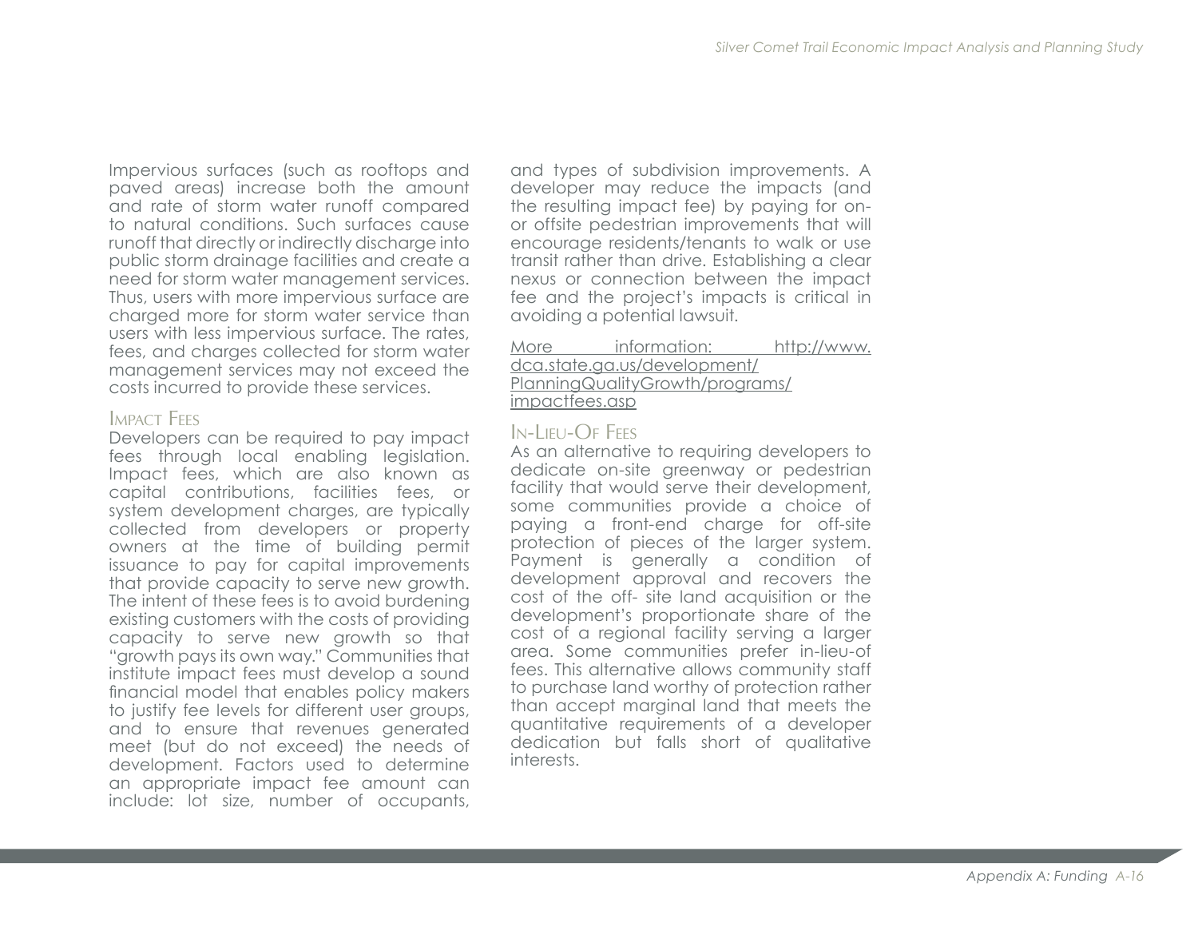Impervious surfaces (such as rooftops and paved areas) increase both the amount and rate of storm water runoff compared to natural conditions. Such surfaces cause runoff that directly or indirectly discharge into public storm drainage facilities and create a need for storm water management services. Thus, users with more impervious surface are charged more for storm water service than users with less impervious surface. The rates, fees, and charges collected for storm water management services may not exceed the costs incurred to provide these services.

### Impact Fees

Developers can be required to pay impact fees through local enabling legislation. Impact fees, which are also known as capital contributions, facilities fees, or system development charges, are typically collected from developers or property owners at the time of building permit issuance to pay for capital improvements that provide capacity to serve new growth. The intent of these fees is to avoid burdening existing customers with the costs of providing capacity to serve new growth so that "growth pays its own way." Communities that institute impact fees must develop a sound financial model that enables policy makers to justify fee levels for different user groups, and to ensure that revenues generated meet (but do not exceed) the needs of development. Factors used to determine an appropriate impact fee amount can include: lot size, number of occupants, and types of subdivision improvements. A developer may reduce the impacts (and the resulting impact fee) by paying for on- or offsite pedestrian improvements that will encourage residents/tenants to walk or use transit rather than drive. Establishing a clear nexus or connection between the impact fee and the project's impacts is critical in avoiding a potential lawsuit.

More information: http://www.dca.state.ga.us/development/PlanningQualityGrowth/programs/impactfees.asp

### In-Lieu-Of Fees

As an alternative to requiring developers to dedicate on-site greenway or pedestrian facility that would serve their development, some communities provide a choice of paying a front-end charge for off-site protection of pieces of the larger system. Payment is generally a condition of development approval and recovers the cost of the off- site land acquisition or the development's proportionate share of the cost of a regional facility serving a larger area. Some communities prefer in-lieu-of fees. This alternative allows community staff to purchase land worthy of protection rather than accept marginal land that meets the quantitative requirements of a developer dedication but falls short of qualitative interests.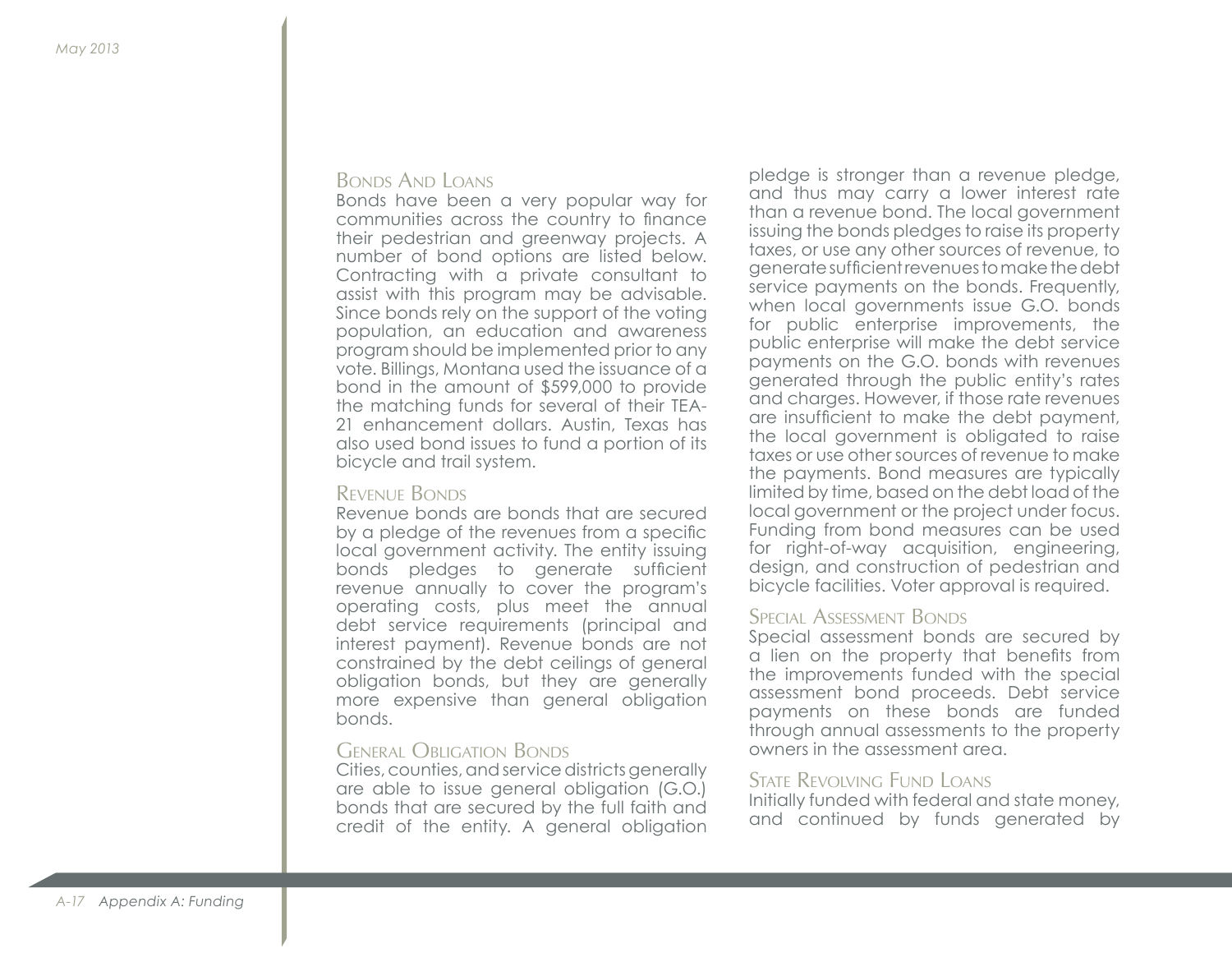### Bonds And Loans

Bonds have been a very popular way for communities across the country to finance their pedestrian and greenway projects. A number of bond options are listed below. Contracting with a private consultant to assist with this program may be advisable. Since bonds rely on the support of the voting population, an education and awareness program should be implemented prior to any vote. Billings, Montana used the issuance of a bond in the amount of $599,000 to provide the matching funds for several of their TEA-21 enhancement dollars. Austin, Texas has also used bond issues to fund a portion of its bicycle and trail system.

### Revenue Bonds

Revenue bonds are bonds that are secured by a pledge of the revenues from a specific local government activity. The entity issuing bonds pledges to generate sufficient revenue annually to cover the program's operating costs, plus meet the annual debt service requirements (principal and interest payment). Revenue bonds are not constrained by the debt ceilings of general obligation bonds, but they are generally more expensive than general obligation bonds.

### General Obligation Bonds

Cities, counties, and service districts generally are able to issue general obligation (G.O.) bonds that are secured by the full faith and credit of the entity. A general obligation pledge is stronger than a revenue pledge, and thus may carry a lower interest rate than a revenue bond. The local government issuing the bonds pledges to raise its property taxes, or use any other sources of revenue, to generate sufficient revenues to make the debt service payments on the bonds. Frequently, when local governments issue G.O. bonds for public enterprise improvements, the public enterprise will make the debt service payments on the G.O. bonds with revenues generated through the public entity's rates and charges. However, if those rate revenues are insufficient to make the debt payment, the local government is obligated to raise taxes or use other sources of revenue to make the payments. Bond measures are typically limited by time, based on the debt load of the local government or the project under focus. Funding from bond measures can be used for right-of-way acquisition, engineering, design, and construction of pedestrian and bicycle facilities. Voter approval is required.

### Special Assessment Bonds

Special assessment bonds are secured by a lien on the property that benefits from the improvements funded with the special assessment bond proceeds. Debt service payments on these bonds are funded through annual assessments to the property owners in the assessment area.

### State Revolving Fund Loans

Initially funded with federal and state money, and continued by funds generated by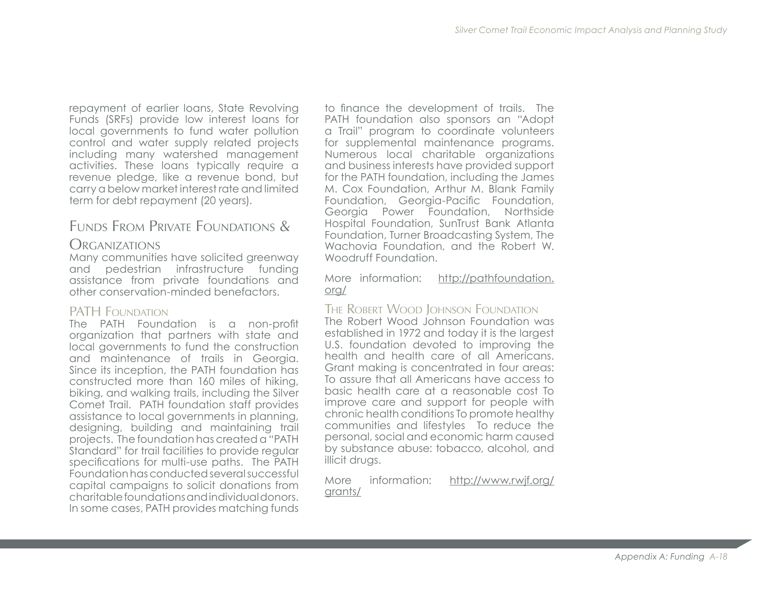repayment of earlier loans, State Revolving Funds (SRFs) provide low interest loans for local governments to fund water pollution control and water supply related projects including many watershed management activities. These loans typically require a revenue pledge, like a revenue bond, but carry a below market interest rate and limited term for debt repayment (20 years).

## Funds From Private Foundations & Organizations

Many communities have solicited greenway and pedestrian infrastructure funding assistance from private foundations and other conservation-minded benefactors.

### PATH Foundation

The PATH Foundation is a non-profit organization that partners with state and local governments to fund the construction and maintenance of trails in Georgia. Since its inception, the PATH foundation has constructed more than 160 miles of hiking, biking, and walking trails, including the Silver Comet Trail. PATH foundation staff provides assistance to local governments in planning, designing, building and maintaining trail projects. The foundation has created a "PATH Standard" for trail facilities to provide regular specifications for multi-use paths. The PATH Foundation has conducted several successful capital campaigns to solicit donations from charitable foundations and individual donors. In some cases, PATH provides matching funds to finance the development of trails. The PATH foundation also sponsors an "Adopt a Trail" program to coordinate volunteers for supplemental maintenance programs. Numerous local charitable organizations and business interests have provided support for the PATH foundation, including the James M. Cox Foundation, Arthur M. Blank Family Foundation, Georgia-Pacific Foundation, Georgia Power Foundation, Northside Hospital Foundation, SunTrust Bank Atlanta Foundation, Turner Broadcasting System, The Wachovia Foundation, and the Robert W. Woodruff Foundation.

More information: http://pathfoundation.org/

### The Robert Wood Johnson Foundation

The Robert Wood Johnson Foundation was established in 1972 and today it is the largest U.S. foundation devoted to improving the health and health care of all Americans. Grant making is concentrated in four areas: To assure that all Americans have access to basic health care at a reasonable cost To improve care and support for people with chronic health conditions To promote healthy communities and lifestyles To reduce the personal, social and economic harm caused by substance abuse: tobacco, alcohol, and illicit drugs.

More information: http://www.rwjf.org/grants/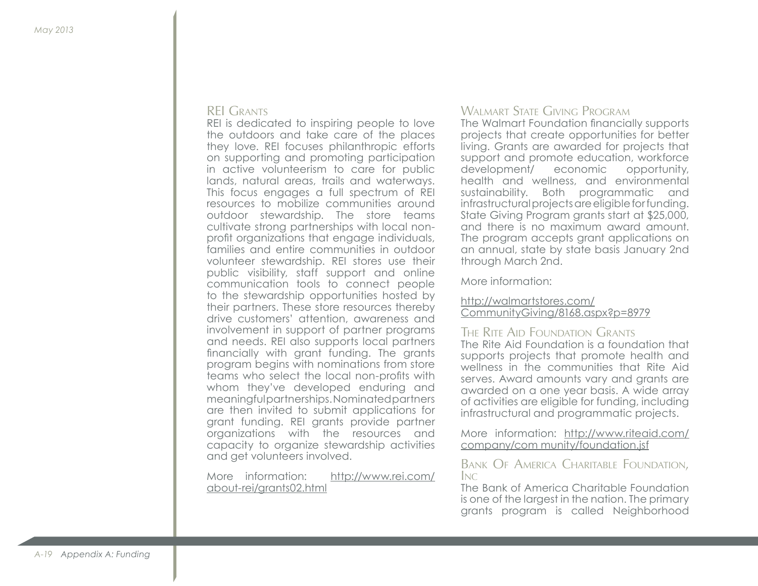### REI Grants

REI is dedicated to inspiring people to love the outdoors and take care of the places they love. REI focuses philanthropic efforts on supporting and promoting participation in active volunteerism to care for public lands, natural areas, trails and waterways. This focus engages a full spectrum of REI resources to mobilize communities around outdoor stewardship. The store teams cultivate strong partnerships with local non-profit organizations that engage individuals, families and entire communities in outdoor volunteer stewardship. REI stores use their public visibility, staff support and online communication tools to connect people to the stewardship opportunities hosted by their partners. These store resources thereby drive customers' attention, awareness and involvement in support of partner programs and needs. REI also supports local partners financially with grant funding. The grants program begins with nominations from store teams who select the local non-profits with whom they've developed enduring and meaningful partnerships. Nominated partners are then invited to submit applications for grant funding. REI grants provide partner organizations with the resources and capacity to organize stewardship activities and get volunteers involved.

More information: http://www.rei.com/about-rei/grants02.html

### Walmart State Giving Program

The Walmart Foundation financially supports projects that create opportunities for better living. Grants are awarded for projects that support and promote education, workforce development/ economic opportunity, health and wellness, and environmental sustainability. Both programmatic and infrastructural projects are eligible for funding. State Giving Program grants start at $25,000, and there is no maximum award amount. The program accepts grant applications on an annual, state by state basis January 2nd through March 2nd.

More information:

http://walmartstores.com/CommunityGiving/8168.aspx?p=8979

### The Rite Aid Foundation Grants

The Rite Aid Foundation is a foundation that supports projects that promote health and wellness in the communities that Rite Aid serves. Award amounts vary and grants are awarded on a one year basis. A wide array of activities are eligible for funding, including infrastructural and programmatic projects.

More information: http://www.riteaid.com/company/com munity/foundation.jsf

### Bank Of America Charitable Foundation, Inc

The Bank of America Charitable Foundation is one of the largest in the nation. The primary grants program is called Neighborhood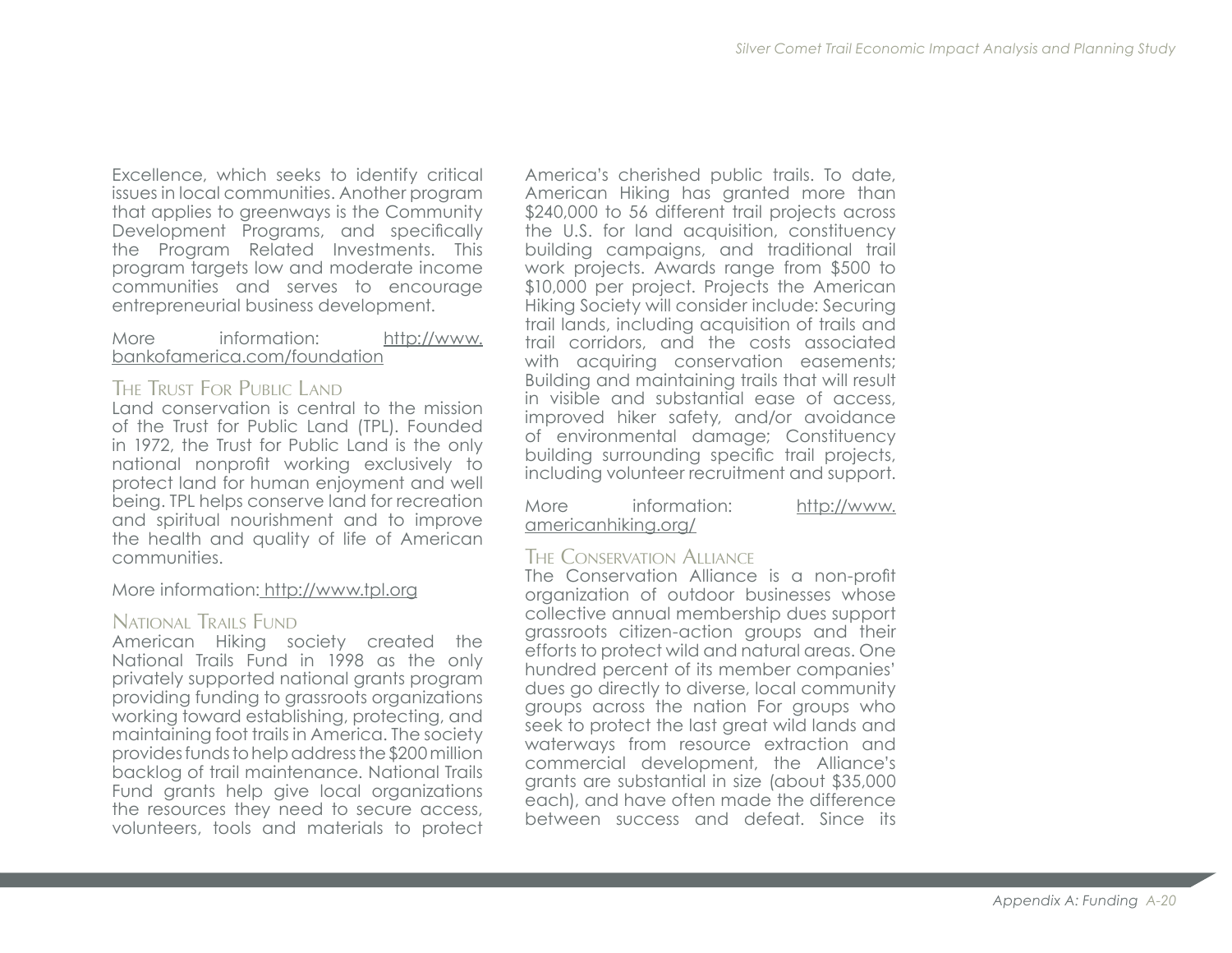Excellence, which seeks to identify critical issues in local communities. Another program that applies to greenways is the Community Development Programs, and specifically the Program Related Investments. This program targets low and moderate income communities and serves to encourage entrepreneurial business development.

More information: http://www.bankofamerica.com/foundation

### The Trust For Public Land

Land conservation is central to the mission of the Trust for Public Land (TPL). Founded in 1972, the Trust for Public Land is the only national nonprofit working exclusively to protect land for human enjoyment and well being. TPL helps conserve land for recreation and spiritual nourishment and to improve the health and quality of life of American communities.

More information: http://www.tpl.org

### National Trails Fund

American Hiking society created the National Trails Fund in 1998 as the only privately supported national grants program providing funding to grassroots organizations working toward establishing, protecting, and maintaining foot trails in America. The society provides funds to help address the $200 million backlog of trail maintenance. National Trails Fund grants help give local organizations the resources they need to secure access, volunteers, tools and materials to protect America's cherished public trails. To date, American Hiking has granted more than $240,000 to 56 different trail projects across the U.S. for land acquisition, constituency building campaigns, and traditional trail work projects. Awards range from $500 to $10,000 per project. Projects the American Hiking Society will consider include: Securing trail lands, including acquisition of trails and trail corridors, and the costs associated with acquiring conservation easements; Building and maintaining trails that will result in visible and substantial ease of access, improved hiker safety, and/or avoidance of environmental damage; Constituency building surrounding specific trail projects, including volunteer recruitment and support.

More information: http://www.americanhiking.org/

### The Conservation Alliance

The Conservation Alliance is a non-profit organization of outdoor businesses whose collective annual membership dues support grassroots citizen-action groups and their efforts to protect wild and natural areas. One hundred percent of its member companies' dues go directly to diverse, local community groups across the nation For groups who seek to protect the last great wild lands and waterways from resource extraction and commercial development, the Alliance's grants are substantial in size (about $35,000 each), and have often made the difference between success and defeat. Since its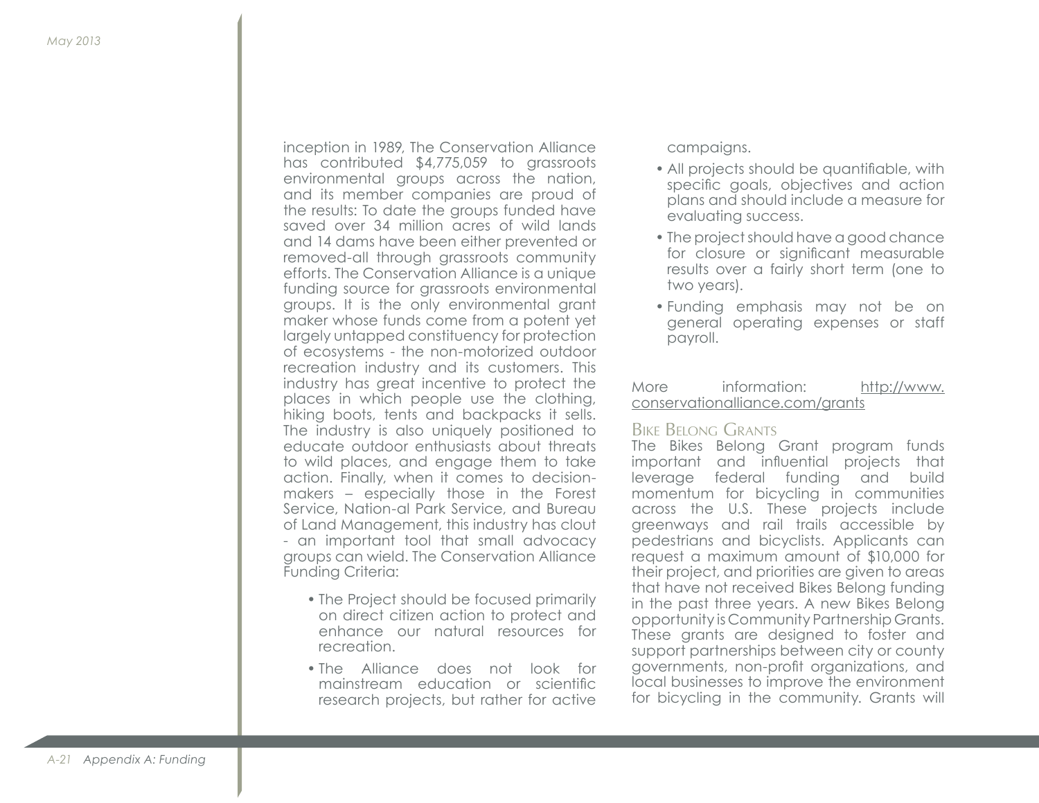inception in 1989, The Conservation Alliance has contributed $4,775,059 to grassroots environmental groups across the nation, and its member companies are proud of the results: To date the groups funded have saved over 34 million acres of wild lands and 14 dams have been either prevented or removed-all through grassroots community efforts. The Conservation Alliance is a unique funding source for grassroots environmental groups. It is the only environmental grant maker whose funds come from a potent yet largely untapped constituency for protection of ecosystems - the non-motorized outdoor recreation industry and its customers. This industry has great incentive to protect the places in which people use the clothing, hiking boots, tents and backpacks it sells. The industry is also uniquely positioned to educate outdoor enthusiasts about threats to wild places, and engage them to take action. Finally, when it comes to decision-makers – especially those in the Forest Service, Nation-al Park Service, and Bureau of Land Management, this industry has clout - an important tool that small advocacy groups can wield. The Conservation Alliance Funding Criteria:

- The Project should be focused primarily on direct citizen action to protect and enhance our natural resources for recreation.
- The Alliance does not look for mainstream education or scientific research projects, but rather for active campaigns.
- All projects should be quantifiable, with specific goals, objectives and action plans and should include a measure for evaluating success.
- The project should have a good chance for closure or significant measurable results over a fairly short term (one to two years).
- Funding emphasis may not be on general operating expenses or staff payroll.

More information: http://www.conservationalliance.com/grants

### Bike Belong Grants

The Bikes Belong Grant program funds important and influential projects that leverage federal funding and build momentum for bicycling in communities across the U.S. These projects include greenways and rail trails accessible by pedestrians and bicyclists. Applicants can request a maximum amount of $10,000 for their project, and priorities are given to areas that have not received Bikes Belong funding in the past three years. A new Bikes Belong opportunity is Community Partnership Grants. These grants are designed to foster and support partnerships between city or county governments, non-profit organizations, and local businesses to improve the environment for bicycling in the community. Grants will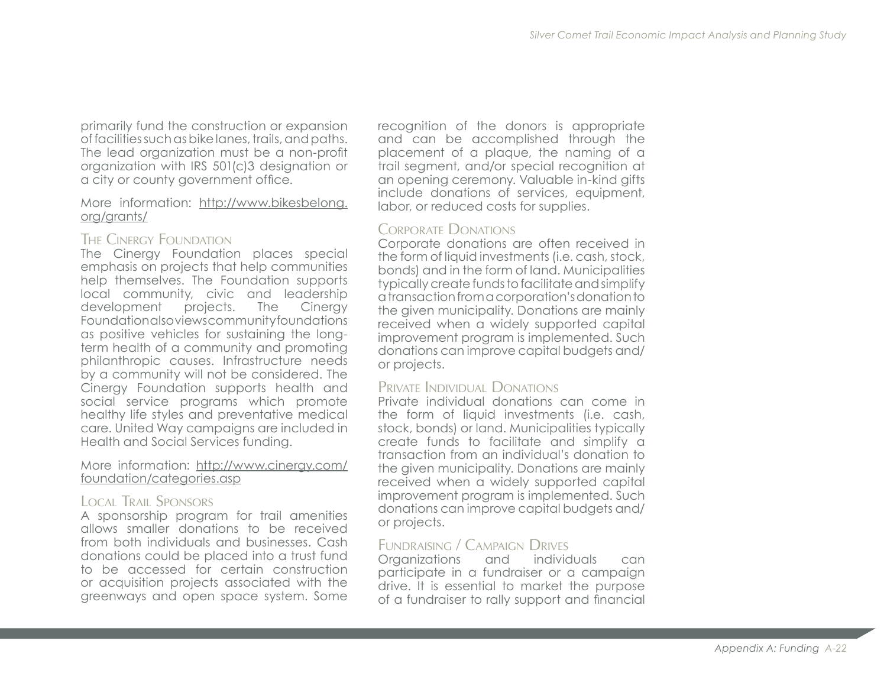primarily fund the construction or expansion of facilities such as bike lanes, trails, and paths. The lead organization must be a non-profit organization with IRS 501(c)3 designation or a city or county government office.

More information: http://www.bikesbelong.org/grants/

### The Cinergy Foundation

The Cinergy Foundation places special emphasis on projects that help communities help themselves. The Foundation supports local community, civic and leadership development projects. The Cinergy Foundation also views community foundations as positive vehicles for sustaining the long-term health of a community and promoting philanthropic causes. Infrastructure needs by a community will not be considered. The Cinergy Foundation supports health and social service programs which promote healthy life styles and preventative medical care. United Way campaigns are included in Health and Social Services funding.

More information: http://www.cinergy.com/foundation/categories.asp

### Local Trail Sponsors

A sponsorship program for trail amenities allows smaller donations to be received from both individuals and businesses. Cash donations could be placed into a trust fund to be accessed for certain construction or acquisition projects associated with the greenways and open space system. Some recognition of the donors is appropriate and can be accomplished through the placement of a plaque, the naming of a trail segment, and/or special recognition at an opening ceremony. Valuable in-kind gifts include donations of services, equipment, labor, or reduced costs for supplies.

### Corporate Donations

Corporate donations are often received in the form of liquid investments (i.e. cash, stock, bonds) and in the form of land. Municipalities typically create funds to facilitate and simplify a transaction from a corporation's donation to the given municipality. Donations are mainly received when a widely supported capital improvement program is implemented. Such donations can improve capital budgets and/or projects.

### Private Individual Donations

Private individual donations can come in the form of liquid investments (i.e. cash, stock, bonds) or land. Municipalities typically create funds to facilitate and simplify a transaction from an individual's donation to the given municipality. Donations are mainly received when a widely supported capital improvement program is implemented. Such donations can improve capital budgets and/or projects.

### Fundraising / Campaign Drives

Organizations and individuals can participate in a fundraiser or a campaign drive. It is essential to market the purpose of a fundraiser to rally support and financial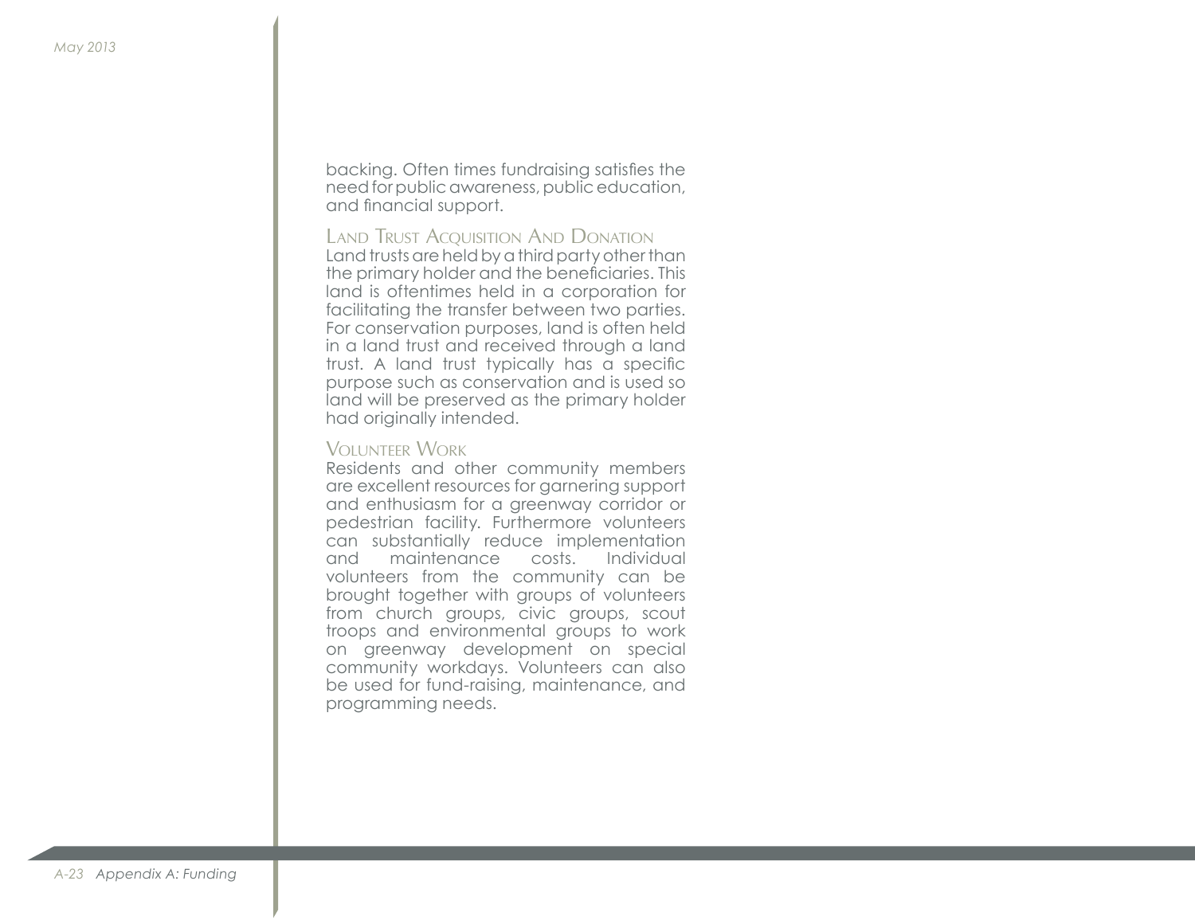backing. Often times fundraising satisfies the need for public awareness, public education, and financial support.

### Land Trust Acquisition And Donation

Land trusts are held by a third party other than the primary holder and the beneficiaries. This land is oftentimes held in a corporation for facilitating the transfer between two parties. For conservation purposes, land is often held in a land trust and received through a land trust. A land trust typically has a specific purpose such as conservation and is used so land will be preserved as the primary holder had originally intended.

### Volunteer Work

Residents and other community members are excellent resources for garnering support and enthusiasm for a greenway corridor or pedestrian facility. Furthermore volunteers can substantially reduce implementation and maintenance costs. Individual volunteers from the community can be brought together with groups of volunteers from church groups, civic groups, scout troops and environmental groups to work on greenway development on special community workdays. Volunteers can also be used for fund-raising, maintenance, and programming needs.